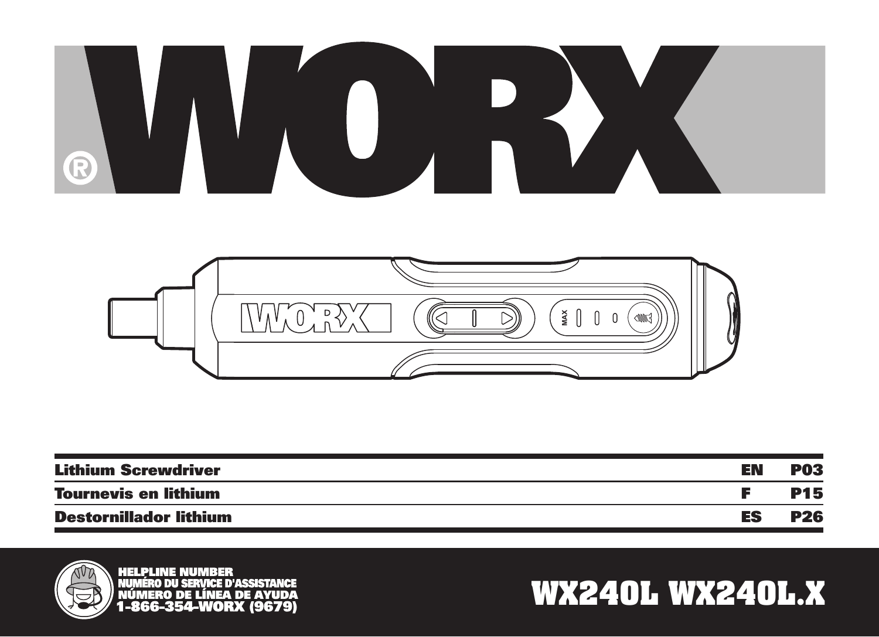# WORX®

| | | |
|---|---|---|
| **Lithium Screwdriver** | **EN** | **P03** |
| **Tournevis en lithium** | **F** | **P15** |
| **Destornillador lithium** | **ES** | **P26** |

**HELPLINE NUMBER**
**NUMÉRO DU SERVICE D'ASSISTANCE**
**NÚMERO DE LÍNEA DE AYUDA**
**1-866-354-WORX (9679)**

**WX240L WX240L.X**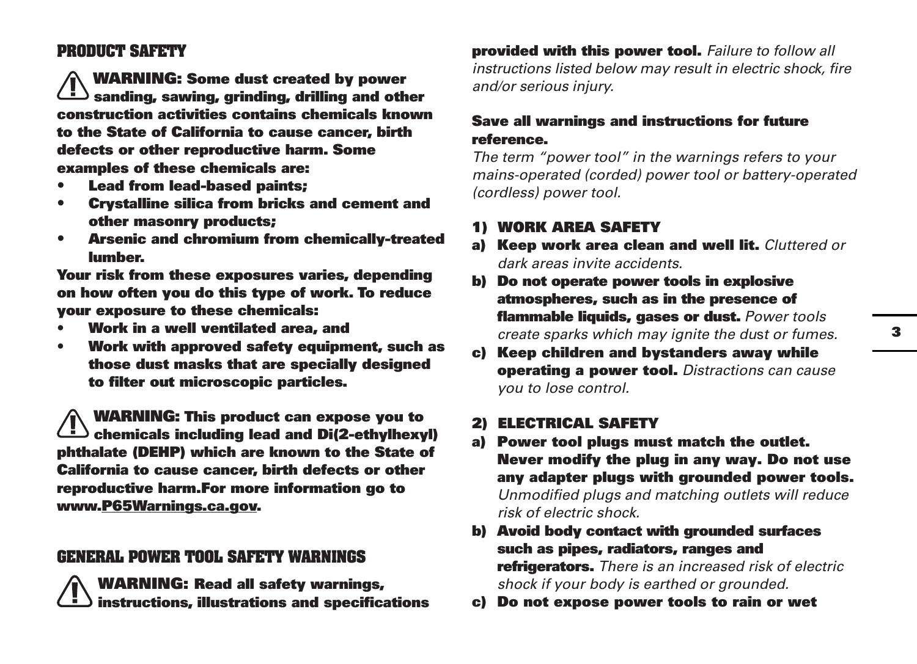## PRODUCT SAFETY

⚠ **WARNING: Some dust created by power sanding, sawing, grinding, drilling and other construction activities contains chemicals known to the State of California to cause cancer, birth defects or other reproductive harm. Some examples of these chemicals are:**

- **Lead from lead-based paints;**
- **Crystalline silica from bricks and cement and other masonry products;**
- **Arsenic and chromium from chemically-treated lumber.**

**Your risk from these exposures varies, depending on how often you do this type of work. To reduce your exposure to these chemicals:**

- **Work in a well ventilated area, and**
- **Work with approved safety equipment, such as those dust masks that are specially designed to filter out microscopic particles.**

⚠ **WARNING: This product can expose you to chemicals including lead and Di(2-ethylhexyl) phthalate (DEHP) which are known to the State of California to cause cancer, birth defects or other reproductive harm.For more information go to www.P65Warnings.ca.gov.**

## GENERAL POWER TOOL SAFETY WARNINGS

⚠ **WARNING: Read all safety warnings, instructions, illustrations and specifications provided with this power tool.** *Failure to follow all instructions listed below may result in electric shock, fire and/or serious injury.*

**Save all warnings and instructions for future reference.**

*The term "power tool" in the warnings refers to your mains-operated (corded) power tool or battery-operated (cordless) power tool.*

### 1) WORK AREA SAFETY

**a) Keep work area clean and well lit.** *Cluttered or dark areas invite accidents.*

**b) Do not operate power tools in explosive atmospheres, such as in the presence of flammable liquids, gases or dust.** *Power tools create sparks which may ignite the dust or fumes.*

**c) Keep children and bystanders away while operating a power tool.** *Distractions can cause you to lose control.*

### 2) ELECTRICAL SAFETY

**a) Power tool plugs must match the outlet. Never modify the plug in any way. Do not use any adapter plugs with grounded power tools.** *Unmodified plugs and matching outlets will reduce risk of electric shock.*

**b) Avoid body contact with grounded surfaces such as pipes, radiators, ranges and refrigerators.** *There is an increased risk of electric shock if your body is earthed or grounded.*

**c) Do not expose power tools to rain or wet**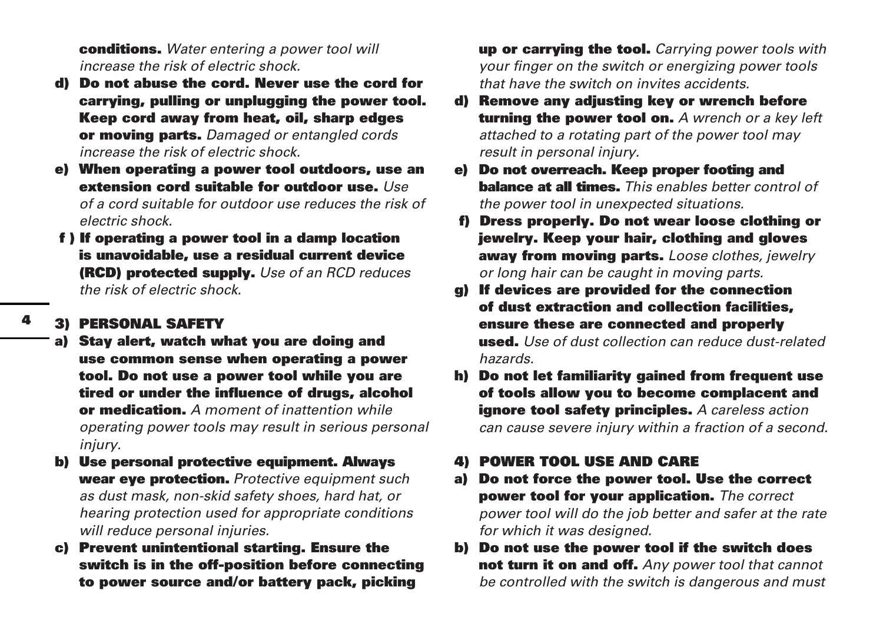**conditions.** *Water entering a power tool will increase the risk of electric shock.*

d) **Do not abuse the cord. Never use the cord for carrying, pulling or unplugging the power tool. Keep cord away from heat, oil, sharp edges or moving parts.** *Damaged or entangled cords increase the risk of electric shock.*

e) **When operating a power tool outdoors, use an extension cord suitable for outdoor use.** *Use of a cord suitable for outdoor use reduces the risk of electric shock.*

f ) **If operating a power tool in a damp location is unavoidable, use a residual current device (RCD) protected supply.** *Use of an RCD reduces the risk of electric shock.*

### 3) PERSONAL SAFETY

a) **Stay alert, watch what you are doing and use common sense when operating a power tool. Do not use a power tool while you are tired or under the influence of drugs, alcohol or medication.** *A moment of inattention while operating power tools may result in serious personal injury.*

b) **Use personal protective equipment. Always wear eye protection.** *Protective equipment such as dust mask, non-skid safety shoes, hard hat, or hearing protection used for appropriate conditions will reduce personal injuries.*

c) **Prevent unintentional starting. Ensure the switch is in the off-position before connecting to power source and/or battery pack, picking up or carrying the tool.** *Carrying power tools with your finger on the switch or energizing power tools that have the switch on invites accidents.*

d) **Remove any adjusting key or wrench before turning the power tool on.** *A wrench or a key left attached to a rotating part of the power tool may result in personal injury.*

e) **Do not overreach. Keep proper footing and balance at all times.** *This enables better control of the power tool in unexpected situations.*

f) **Dress properly. Do not wear loose clothing or jewelry. Keep your hair, clothing and gloves away from moving parts.** *Loose clothes, jewelry or long hair can be caught in moving parts.*

g) **If devices are provided for the connection of dust extraction and collection facilities, ensure these are connected and properly used.** *Use of dust collection can reduce dust-related hazards.*

h) **Do not let familiarity gained from frequent use of tools allow you to become complacent and ignore tool safety principles.** *A careless action can cause severe injury within a fraction of a second.*

### 4) POWER TOOL USE AND CARE

a) **Do not force the power tool. Use the correct power tool for your application.** *The correct power tool will do the job better and safer at the rate for which it was designed.*

b) **Do not use the power tool if the switch does not turn it on and off.** *Any power tool that cannot be controlled with the switch is dangerous and must*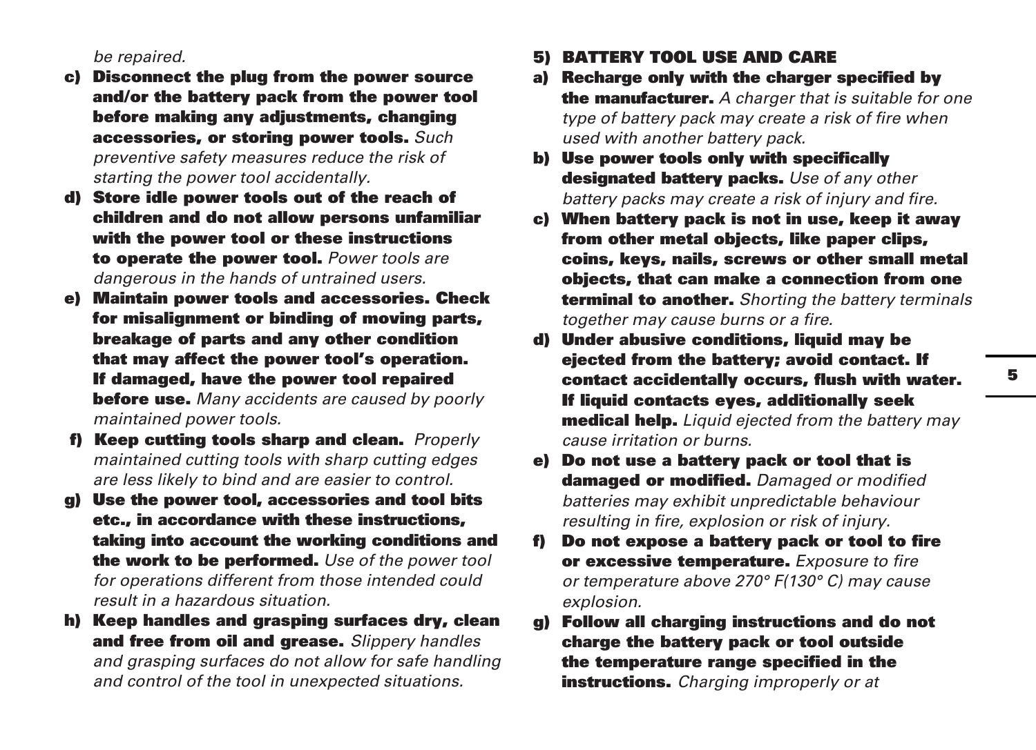*be repaired.*

- **c) Disconnect the plug from the power source and/or the battery pack from the power tool before making any adjustments, changing accessories, or storing power tools.** *Such preventive safety measures reduce the risk of starting the power tool accidentally.*
- **d) Store idle power tools out of the reach of children and do not allow persons unfamiliar with the power tool or these instructions to operate the power tool.** *Power tools are dangerous in the hands of untrained users.*
- **e) Maintain power tools and accessories. Check for misalignment or binding of moving parts, breakage of parts and any other condition that may affect the power tool's operation. If damaged, have the power tool repaired before use.** *Many accidents are caused by poorly maintained power tools.*
- **f) Keep cutting tools sharp and clean.** *Properly maintained cutting tools with sharp cutting edges are less likely to bind and are easier to control.*
- **g) Use the power tool, accessories and tool bits etc., in accordance with these instructions, taking into account the working conditions and the work to be performed.** *Use of the power tool for operations different from those intended could result in a hazardous situation.*
- **h) Keep handles and grasping surfaces dry, clean and free from oil and grease.** *Slippery handles and grasping surfaces do not allow for safe handling and control of the tool in unexpected situations.*

## 5) BATTERY TOOL USE AND CARE

- **a) Recharge only with the charger specified by the manufacturer.** *A charger that is suitable for one type of battery pack may create a risk of fire when used with another battery pack.*
- **b) Use power tools only with specifically designated battery packs.** *Use of any other battery packs may create a risk of injury and fire.*
- **c) When battery pack is not in use, keep it away from other metal objects, like paper clips, coins, keys, nails, screws or other small metal objects, that can make a connection from one terminal to another.** *Shorting the battery terminals together may cause burns or a fire.*
- **d) Under abusive conditions, liquid may be ejected from the battery; avoid contact. If contact accidentally occurs, flush with water. If liquid contacts eyes, additionally seek medical help.** *Liquid ejected from the battery may cause irritation or burns.*
- **e) Do not use a battery pack or tool that is damaged or modified.** *Damaged or modified batteries may exhibit unpredictable behaviour resulting in fire, explosion or risk of injury.*
- **f) Do not expose a battery pack or tool to fire or excessive temperature.** *Exposure to fire or temperature above 270° F(130° C) may cause explosion.*
- **g) Follow all charging instructions and do not charge the battery pack or tool outside the temperature range specified in the instructions.** *Charging improperly or at*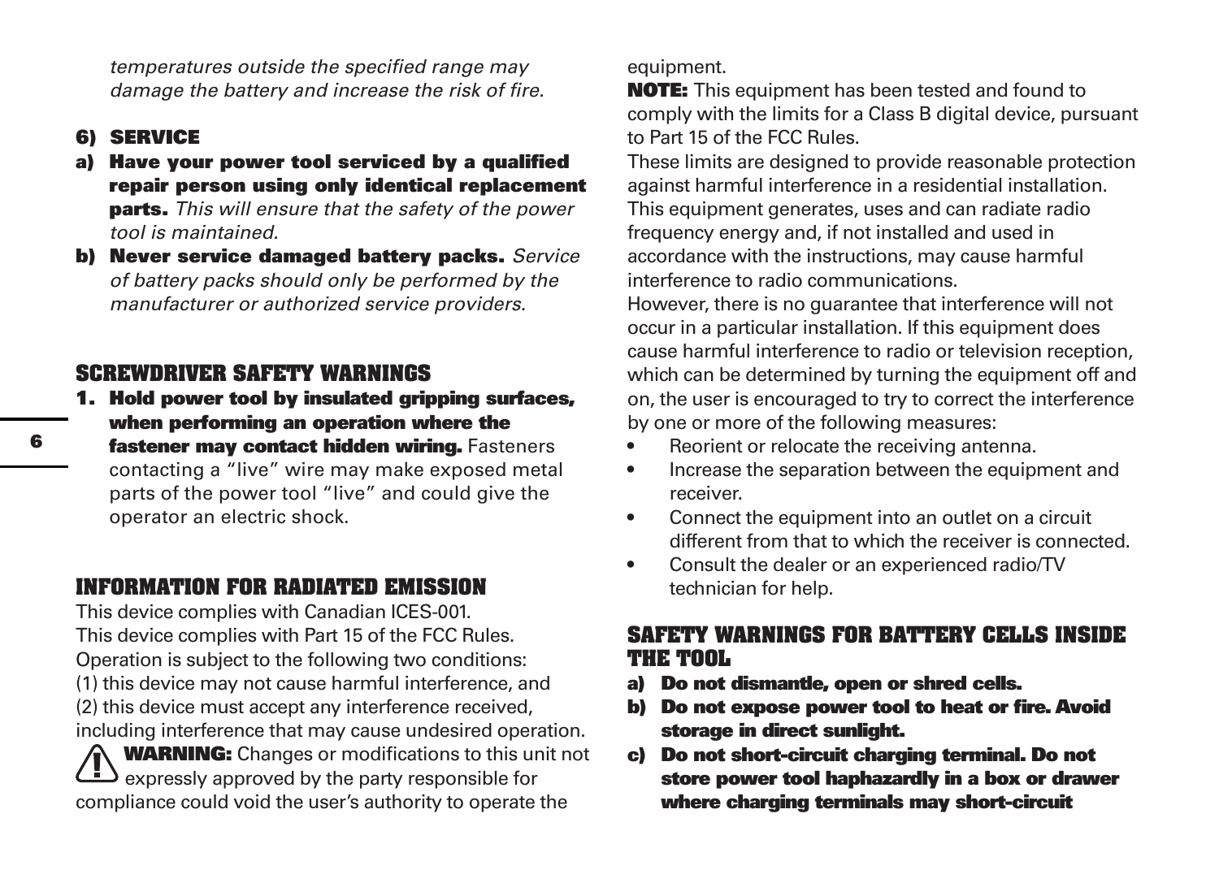*temperatures outside the specified range may damage the battery and increase the risk of fire.*

### 6) SERVICE

a) **Have your power tool serviced by a qualified repair person using only identical replacement parts.** *This will ensure that the safety of the power tool is maintained.*

b) **Never service damaged battery packs.** *Service of battery packs should only be performed by the manufacturer or authorized service providers.*

## SCREWDRIVER SAFETY WARNINGS

1. **Hold power tool by insulated gripping surfaces, when performing an operation where the fastener may contact hidden wiring.** Fasteners contacting a "live" wire may make exposed metal parts of the power tool "live" and could give the operator an electric shock.

## INFORMATION FOR RADIATED EMISSION

This device complies with Canadian ICES-001.
This device complies with Part 15 of the FCC Rules.
Operation is subject to the following two conditions:
(1) this device may not cause harmful interference, and
(2) this device must accept any interference received, including interference that may cause undesired operation.

**WARNING:** Changes or modifications to this unit not expressly approved by the party responsible for compliance could void the user's authority to operate the equipment.

**NOTE:** This equipment has been tested and found to comply with the limits for a Class B digital device, pursuant to Part 15 of the FCC Rules.
These limits are designed to provide reasonable protection against harmful interference in a residential installation.
This equipment generates, uses and can radiate radio frequency energy and, if not installed and used in accordance with the instructions, may cause harmful interference to radio communications.
However, there is no guarantee that interference will not occur in a particular installation. If this equipment does cause harmful interference to radio or television reception, which can be determined by turning the equipment off and on, the user is encouraged to try to correct the interference by one or more of the following measures:

- Reorient or relocate the receiving antenna.
- Increase the separation between the equipment and receiver.
- Connect the equipment into an outlet on a circuit different from that to which the receiver is connected.
- Consult the dealer or an experienced radio/TV technician for help.

## SAFETY WARNINGS FOR BATTERY CELLS INSIDE THE TOOL

a) **Do not dismantle, open or shred cells.**

b) **Do not expose power tool to heat or fire. Avoid storage in direct sunlight.**

c) **Do not short-circuit charging terminal. Do not store power tool haphazardly in a box or drawer where charging terminals may short-circuit**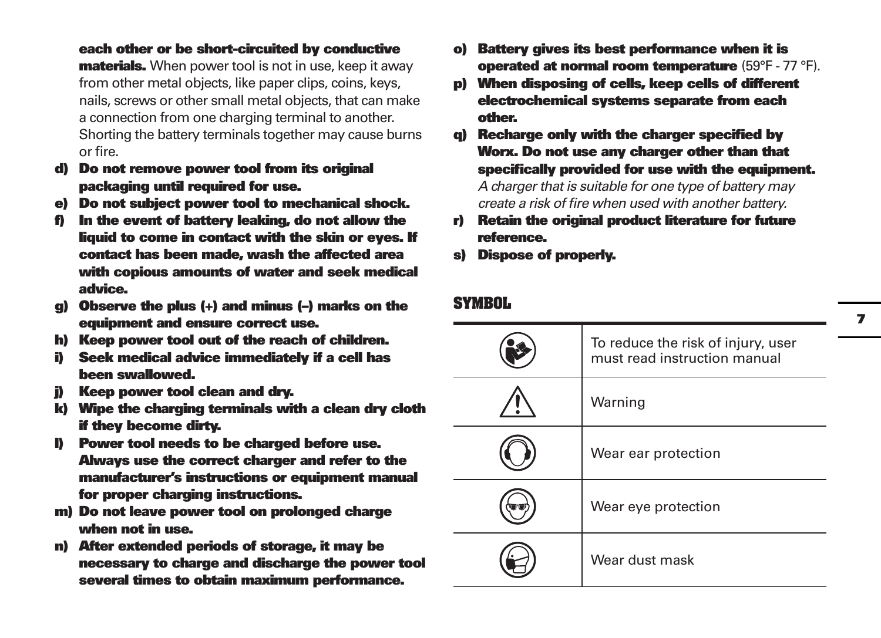**each other or be short-circuited by conductive materials.** When power tool is not in use, keep it away from other metal objects, like paper clips, coins, keys, nails, screws or other small metal objects, that can make a connection from one charging terminal to another. Shorting the battery terminals together may cause burns or fire.

d) **Do not remove power tool from its original packaging until required for use.**
e) **Do not subject power tool to mechanical shock.**
f) **In the event of battery leaking, do not allow the liquid to come in contact with the skin or eyes. If contact has been made, wash the affected area with copious amounts of water and seek medical advice.**
g) **Observe the plus (+) and minus (–) marks on the equipment and ensure correct use.**
h) **Keep power tool out of the reach of children.**
i) **Seek medical advice immediately if a cell has been swallowed.**
j) **Keep power tool clean and dry.**
k) **Wipe the charging terminals with a clean dry cloth if they become dirty.**
l) **Power tool needs to be charged before use. Always use the correct charger and refer to the manufacturer's instructions or equipment manual for proper charging instructions.**
m) **Do not leave power tool on prolonged charge when not in use.**
n) **After extended periods of storage, it may be necessary to charge and discharge the power tool several times to obtain maximum performance.**
o) **Battery gives its best performance when it is operated at normal room temperature** (59°F - 77 °F).
p) **When disposing of cells, keep cells of different electrochemical systems separate from each other.**
q) **Recharge only with the charger specified by Worx. Do not use any charger other than that specifically provided for use with the equipment.** *A charger that is suitable for one type of battery may create a risk of fire when used with another battery.*
r) **Retain the original product literature for future reference.**
s) **Dispose of properly.**

## SYMBOL

| Symbol | Meaning |
|---|---|
| | To reduce the risk of injury, user must read instruction manual |
| | Warning |
| | Wear ear protection |
| | Wear eye protection |
| | Wear dust mask |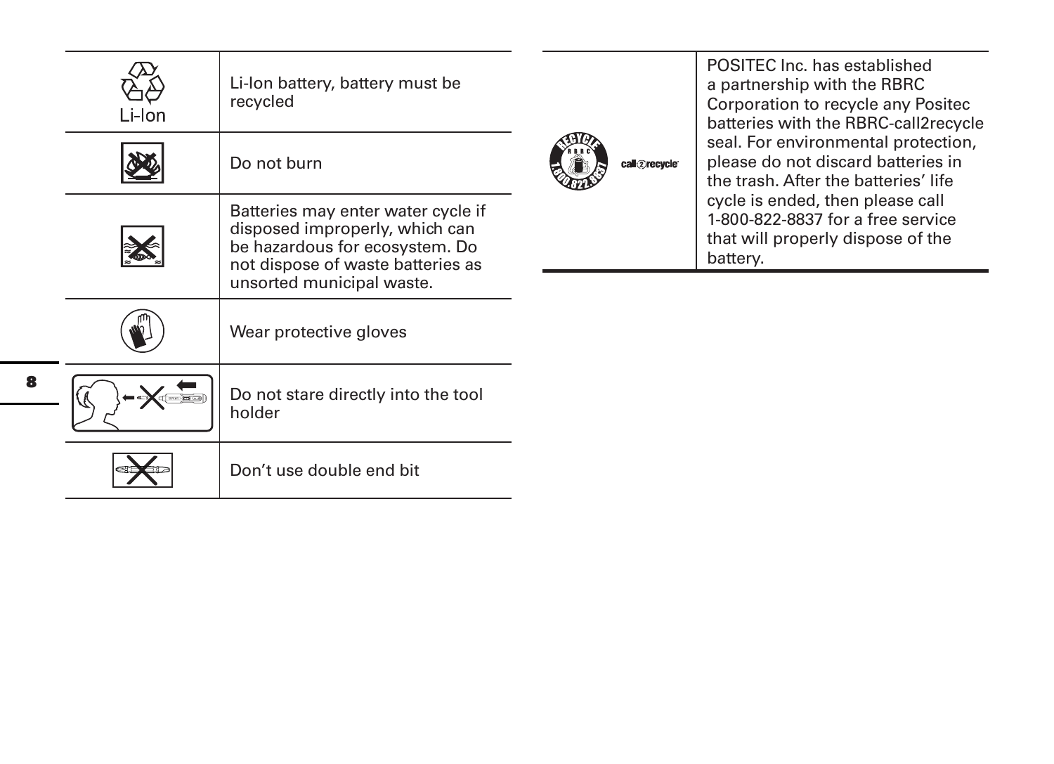| Symbol | Description |
| --- | --- |
| Li-Ion | Li-Ion battery, battery must be recycled |
| | Do not burn |
| | Batteries may enter water cycle if disposed improperly, which can be hazardous for ecosystem. Do not dispose of waste batteries as unsorted municipal waste. |
| | Wear protective gloves |
| | Do not stare directly into the tool holder |
| | Don't use double end bit |

| Symbol | Description |
| --- | --- |
| RECYCLE RBRC 1.800.822.8837 call2recycle | POSITEC Inc. has established a partnership with the RBRC Corporation to recycle any Positec batteries with the RBRC-call2recycle seal. For environmental protection, please do not discard batteries in the trash. After the batteries' life cycle is ended, then please call 1-800-822-8837 for a free service that will properly dispose of the battery. |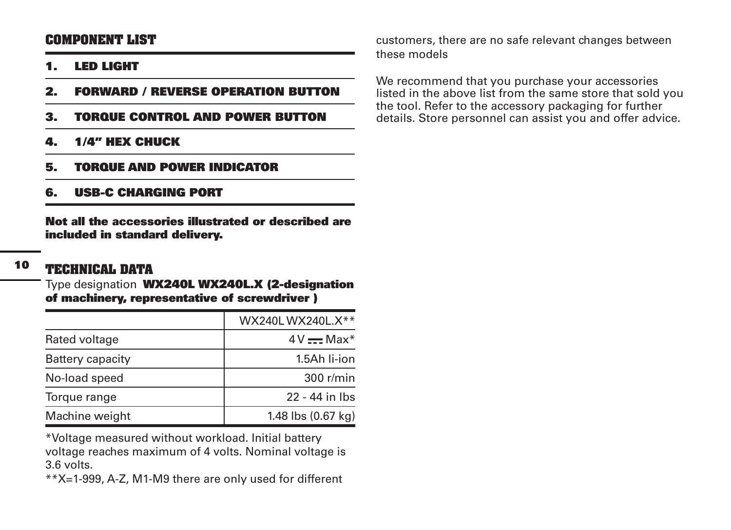## COMPONENT LIST

1. **LED LIGHT**
2. **FORWARD / REVERSE OPERATION BUTTON**
3. **TORQUE CONTROL AND POWER BUTTON**
4. **1/4" HEX CHUCK**
5. **TORQUE AND POWER INDICATOR**
6. **USB-C CHARGING PORT**

**Not all the accessories illustrated or described are included in standard delivery.**

## TECHNICAL DATA

Type designation **WX240L WX240L.X (2-designation of machinery, representative of screwdriver )**

| | WX240L WX240L.X** |
|---|---|
| Rated voltage | 4 V ⎓ Max* |
| Battery capacity | 1.5Ah li-ion |
| No-load speed | 300 r/min |
| Torque range | 22 - 44 in lbs |
| Machine weight | 1.48 lbs (0.67 kg) |

*Voltage measured without workload. Initial battery voltage reaches maximum of 4 volts. Nominal voltage is 3.6 volts.

**X=1-999, A-Z, M1-M9 there are only used for different customers, there are no safe relevant changes between these models

We recommend that you purchase your accessories listed in the above list from the same store that sold you the tool. Refer to the accessory packaging for further details. Store personnel can assist you and offer advice.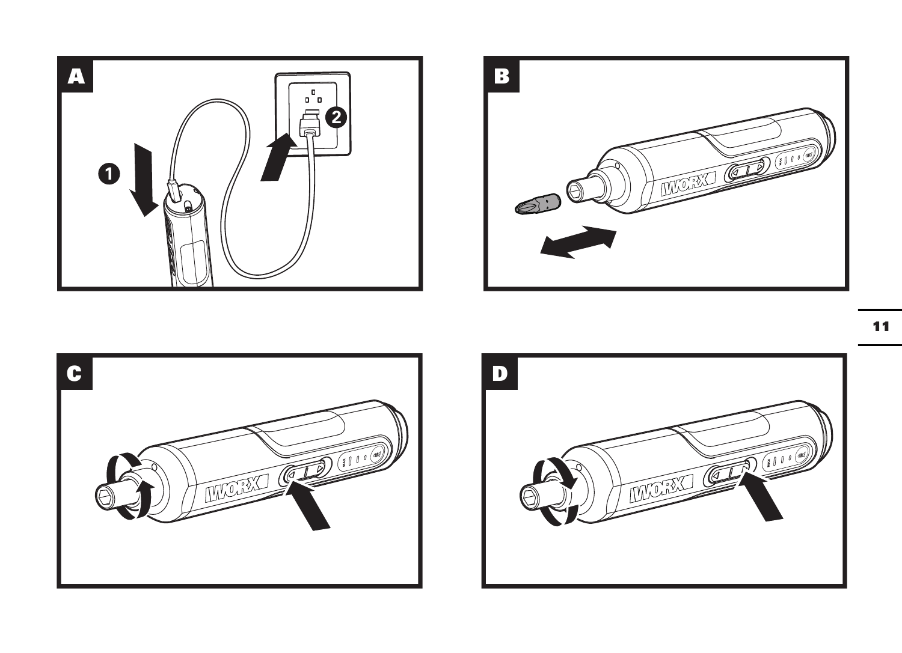A

B

C

D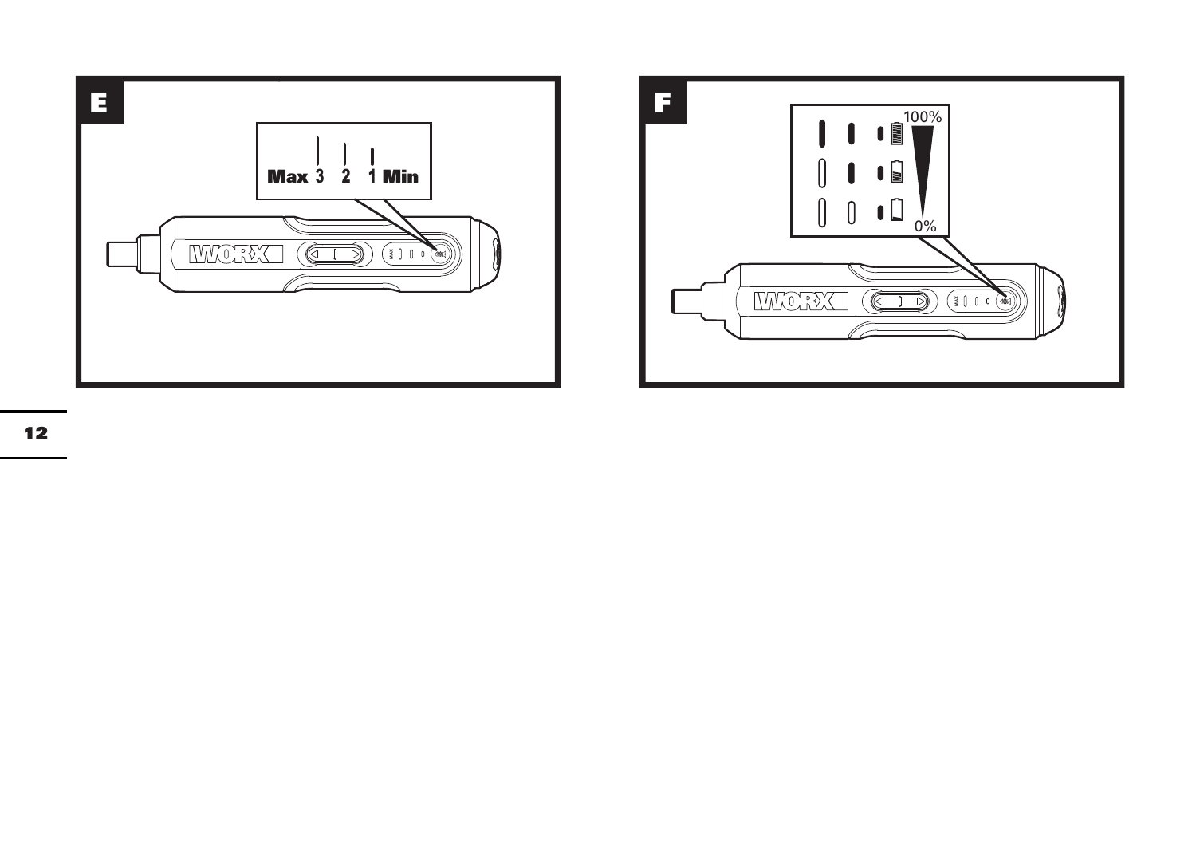**E**

Max 3 2 1 Min

**F**

100%

0%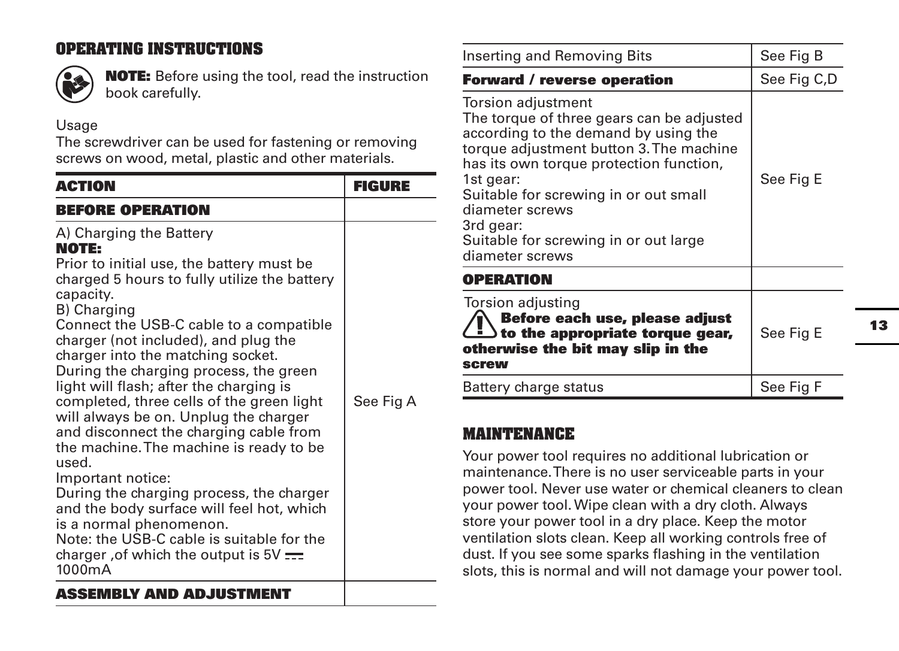## OPERATING INSTRUCTIONS

**NOTE:** Before using the tool, read the instruction book carefully.

Usage
The screwdriver can be used for fastening or removing screws on wood, metal, plastic and other materials.

| **ACTION** | **FIGURE** |
|---|---|
| **BEFORE OPERATION** | |
| A) Charging the Battery<br>**NOTE:**<br>Prior to initial use, the battery must be charged 5 hours to fully utilize the battery capacity.<br>B) Charging<br>Connect the USB-C cable to a compatible charger (not included), and plug the charger into the matching socket.<br>During the charging process, the green light will flash; after the charging is completed, three cells of the green light will always be on. Unplug the charger and disconnect the charging cable from the machine. The machine is ready to be used.<br>Important notice:<br>During the charging process, the charger and the body surface will feel hot, which is a normal phenomenon.<br>Note: the USB-C cable is suitable for the charger ,of which the output is 5V ⎓ 1000mA | See Fig A |
| **ASSEMBLY AND ADJUSTMENT** | |
| Inserting and Removing Bits | See Fig B |
| **Forward / reverse operation** | See Fig C,D |
| Torsion adjustment<br>The torque of three gears can be adjusted according to the demand by using the torque adjustment button 3. The machine has its own torque protection function,<br>1st gear:<br>Suitable for screwing in or out small diameter screws<br>3rd gear:<br>Suitable for screwing in or out large diameter screws | See Fig E |
| **OPERATION** | |
| Torsion adjusting<br>⚠ **Before each use, please adjust to the appropriate torque gear, otherwise the bit may slip in the screw** | See Fig E |
| Battery charge status | See Fig F |

## MAINTENANCE

Your power tool requires no additional lubrication or maintenance. There is no user serviceable parts in your power tool. Never use water or chemical cleaners to clean your power tool. Wipe clean with a dry cloth. Always store your power tool in a dry place. Keep the motor ventilation slots clean. Keep all working controls free of dust. If you see some sparks flashing in the ventilation slots, this is normal and will not damage your power tool.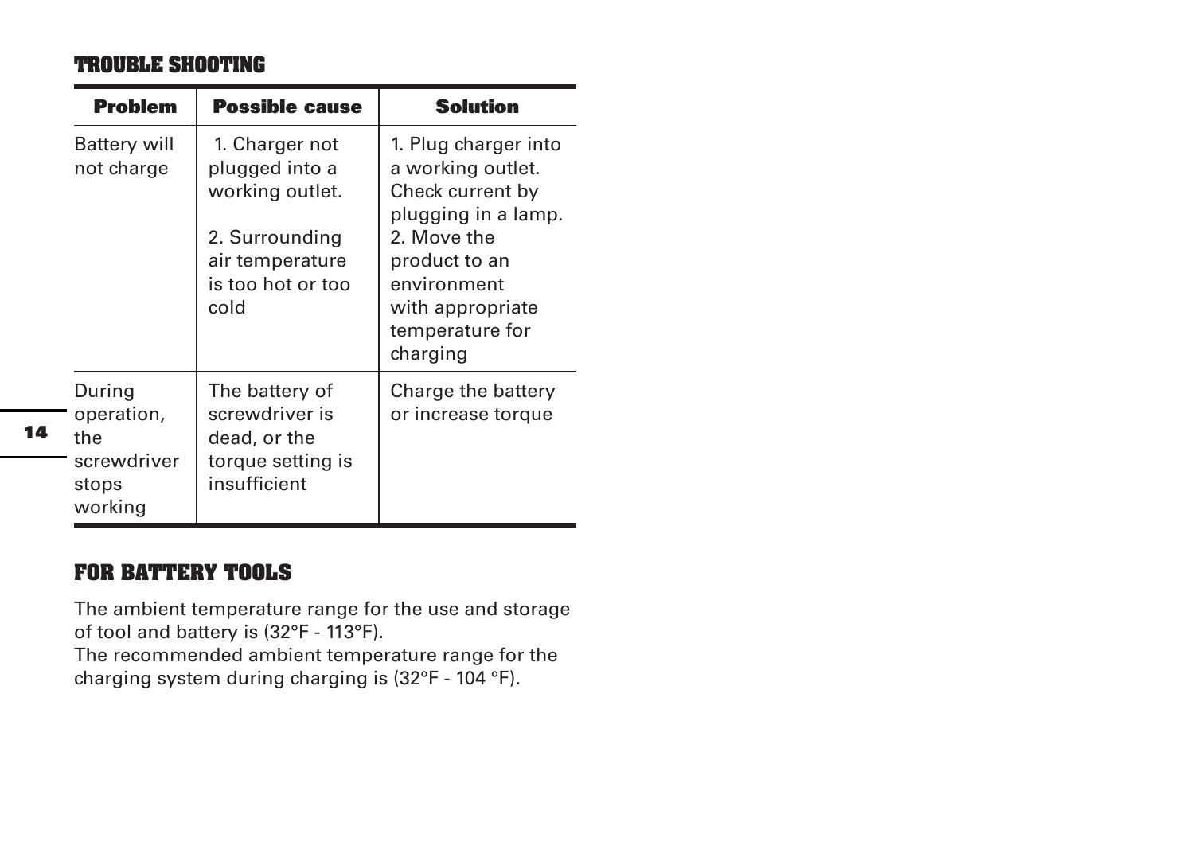## TROUBLE SHOOTING

| Problem | Possible cause | Solution |
|---|---|---|
| Battery will not charge | 1. Charger not plugged into a working outlet.<br><br>2. Surrounding air temperature is too hot or too cold | 1. Plug charger into a working outlet. Check current by plugging in a lamp.<br>2. Move the product to an environment with appropriate temperature for charging |
| During operation, the screwdriver stops working | The battery of screwdriver is dead, or the torque setting is insufficient | Charge the battery or increase torque |

## FOR BATTERY TOOLS

The ambient temperature range for the use and storage of tool and battery is (32°F - 113°F).
The recommended ambient temperature range for the charging system during charging is (32°F - 104 °F).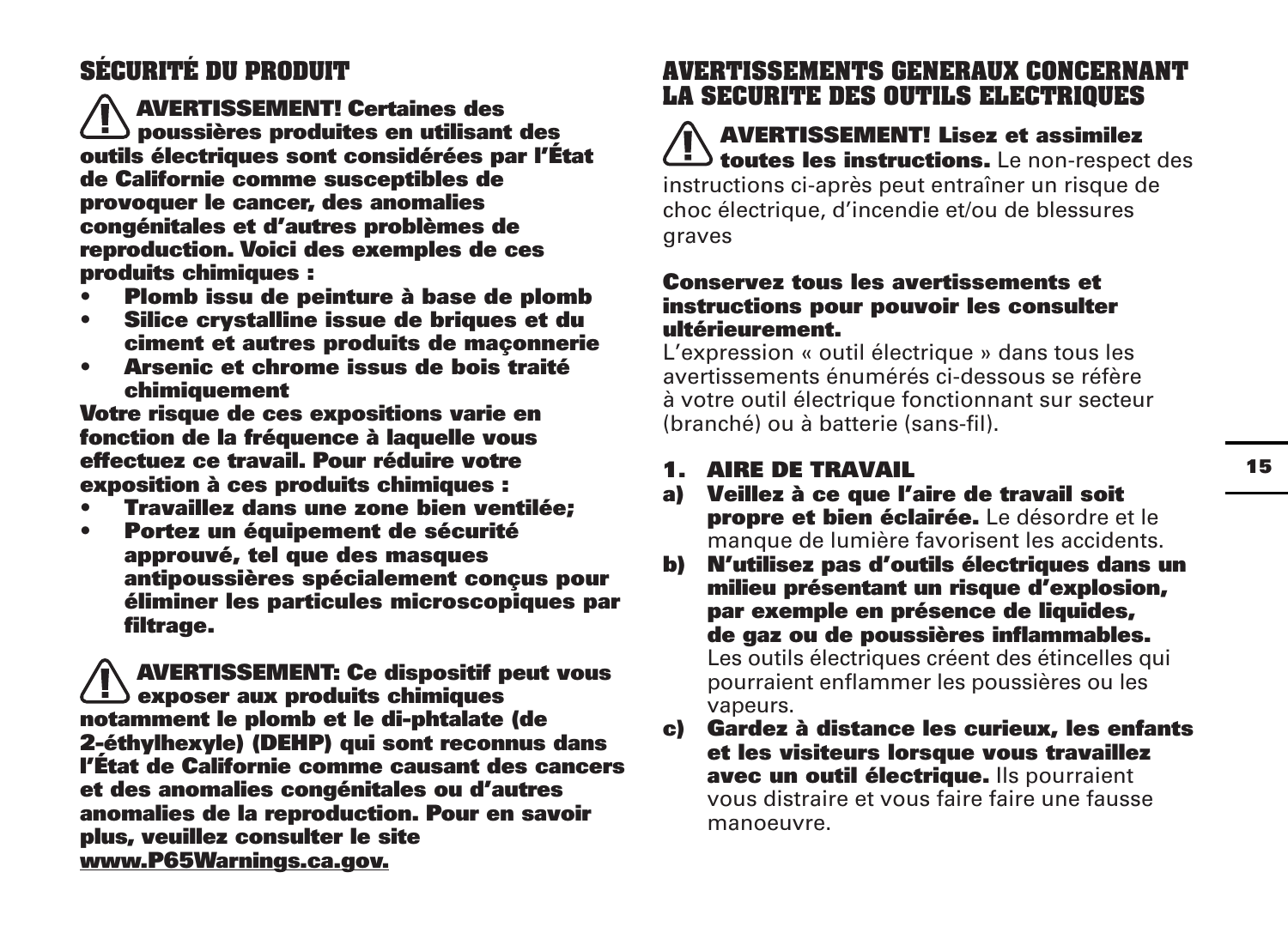## SÉCURITÉ DU PRODUIT

**⚠ AVERTISSEMENT! Certaines des poussières produites en utilisant des outils électriques sont considérées par l'État de Californie comme susceptibles de provoquer le cancer, des anomalies congénitales et d'autres problèmes de reproduction. Voici des exemples de ces produits chimiques :**

- **Plomb issu de peinture à base de plomb**
- **Silice crystalline issue de briques et du ciment et autres produits de maçonnerie**
- **Arsenic et chrome issus de bois traité chimiquement**

**Votre risque de ces expositions varie en fonction de la fréquence à laquelle vous effectuez ce travail. Pour réduire votre exposition à ces produits chimiques :**

- **Travaillez dans une zone bien ventilée;**
- **Portez un équipement de sécurité approuvé, tel que des masques antipoussières spécialement conçus pour éliminer les particules microscopiques par filtrage.**

**⚠ AVERTISSEMENT: Ce dispositif peut vous exposer aux produits chimiques notamment le plomb et le di-phtalate (de 2-éthylhexyle) (DEHP) qui sont reconnus dans l'État de Californie comme causant des cancers et des anomalies congénitales ou d'autres anomalies de la reproduction. Pour en savoir plus, veuillez consulter le site www.P65Warnings.ca.gov.**

## AVERTISSEMENTS GENERAUX CONCERNANT LA SECURITE DES OUTILS ELECTRIQUES

**⚠ AVERTISSEMENT! Lisez et assimilez toutes les instructions.** Le non-respect des instructions ci-après peut entraîner un risque de choc électrique, d'incendie et/ou de blessures graves

**Conservez tous les avertissements et instructions pour pouvoir les consulter ultérieurement.**

L'expression « outil électrique » dans tous les avertissements énumérés ci-dessous se réfère à votre outil électrique fonctionnant sur secteur (branché) ou à batterie (sans-fil).

### 1. AIRE DE TRAVAIL

a) **Veillez à ce que l'aire de travail soit propre et bien éclairée.** Le désordre et le manque de lumière favorisent les accidents.

b) **N'utilisez pas d'outils électriques dans un milieu présentant un risque d'explosion, par exemple en présence de liquides, de gaz ou de poussières inflammables.** Les outils électriques créent des étincelles qui pourraient enflammer les poussières ou les vapeurs.

c) **Gardez à distance les curieux, les enfants et les visiteurs lorsque vous travaillez avec un outil électrique.** Ils pourraient vous distraire et vous faire faire une fausse manoeuvre.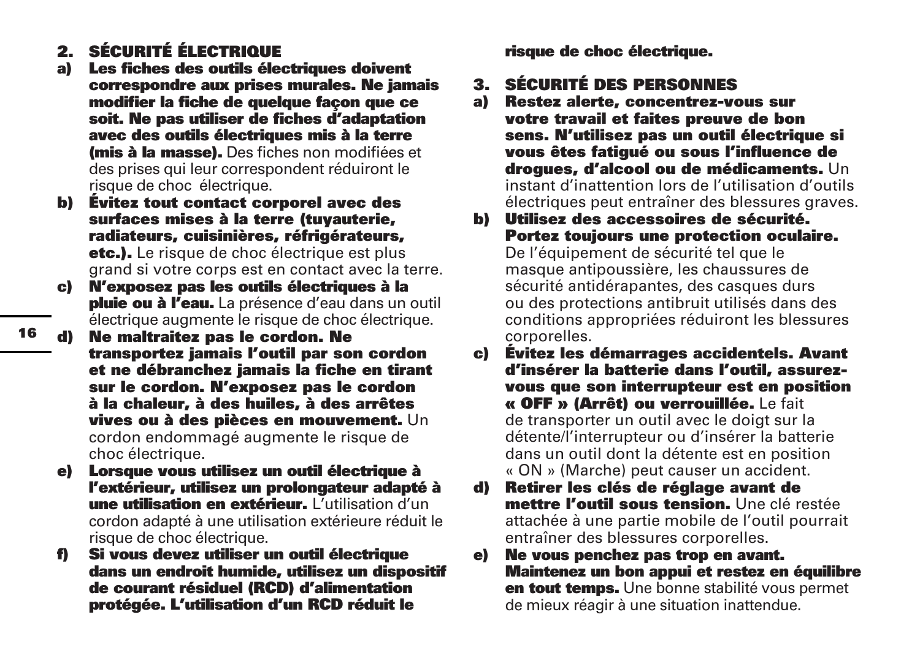## 2. SÉCURITÉ ÉLECTRIQUE

**a) Les fiches des outils électriques doivent correspondre aux prises murales. Ne jamais modifier la fiche de quelque façon que ce soit. Ne pas utiliser de fiches d'adaptation avec des outils électriques mis à la terre (mis à la masse).** Des fiches non modifiées et des prises qui leur correspondent réduiront le risque de choc électrique.

**b) Évitez tout contact corporel avec des surfaces mises à la terre (tuyauterie, radiateurs, cuisinières, réfrigérateurs, etc.).** Le risque de choc électrique est plus grand si votre corps est en contact avec la terre.

**c) N'exposez pas les outils électriques à la pluie ou à l'eau.** La présence d'eau dans un outil électrique augmente le risque de choc électrique.

**d) Ne maltraitez pas le cordon. Ne transportez jamais l'outil par son cordon et ne débranchez jamais la fiche en tirant sur le cordon. N'exposez pas le cordon à la chaleur, à des huiles, à des arrêtes vives ou à des pièces en mouvement.** Un cordon endommagé augmente le risque de choc électrique.

**e) Lorsque vous utilisez un outil électrique à l'extérieur, utilisez un prolongateur adapté à une utilisation en extérieur.** L'utilisation d'un cordon adapté à une utilisation extérieure réduit le risque de choc électrique.

**f) Si vous devez utiliser un outil électrique dans un endroit humide, utilisez un dispositif de courant résiduel (RCD) d'alimentation protégée. L'utilisation d'un RCD réduit le risque de choc électrique.**

## 3. SÉCURITÉ DES PERSONNES

**a) Restez alerte, concentrez-vous sur votre travail et faites preuve de bon sens. N'utilisez pas un outil électrique si vous êtes fatigué ou sous l'influence de drogues, d'alcool ou de médicaments.** Un instant d'inattention lors de l'utilisation d'outils électriques peut entraîner des blessures graves.

**b) Utilisez des accessoires de sécurité. Portez toujours une protection oculaire.** De l'équipement de sécurité tel que le masque antipoussière, les chaussures de sécurité antidérapantes, des casques durs ou des protections antibruit utilisés dans des conditions appropriées réduiront les blessures corporelles.

**c) Évitez les démarrages accidentels. Avant d'insérer la batterie dans l'outil, assurez-vous que son interrupteur est en position « OFF » (Arrêt) ou verrouillée.** Le fait de transporter un outil avec le doigt sur la détente/l'interrupteur ou d'insérer la batterie dans un outil dont la détente est en position « ON » (Marche) peut causer un accident.

**d) Retirer les clés de réglage avant de mettre l'outil sous tension.** Une clé restée attachée à une partie mobile de l'outil pourrait entraîner des blessures corporelles.

**e) Ne vous penchez pas trop en avant. Maintenez un bon appui et restez en équilibre en tout temps.** Une bonne stabilité vous permet de mieux réagir à une situation inattendue.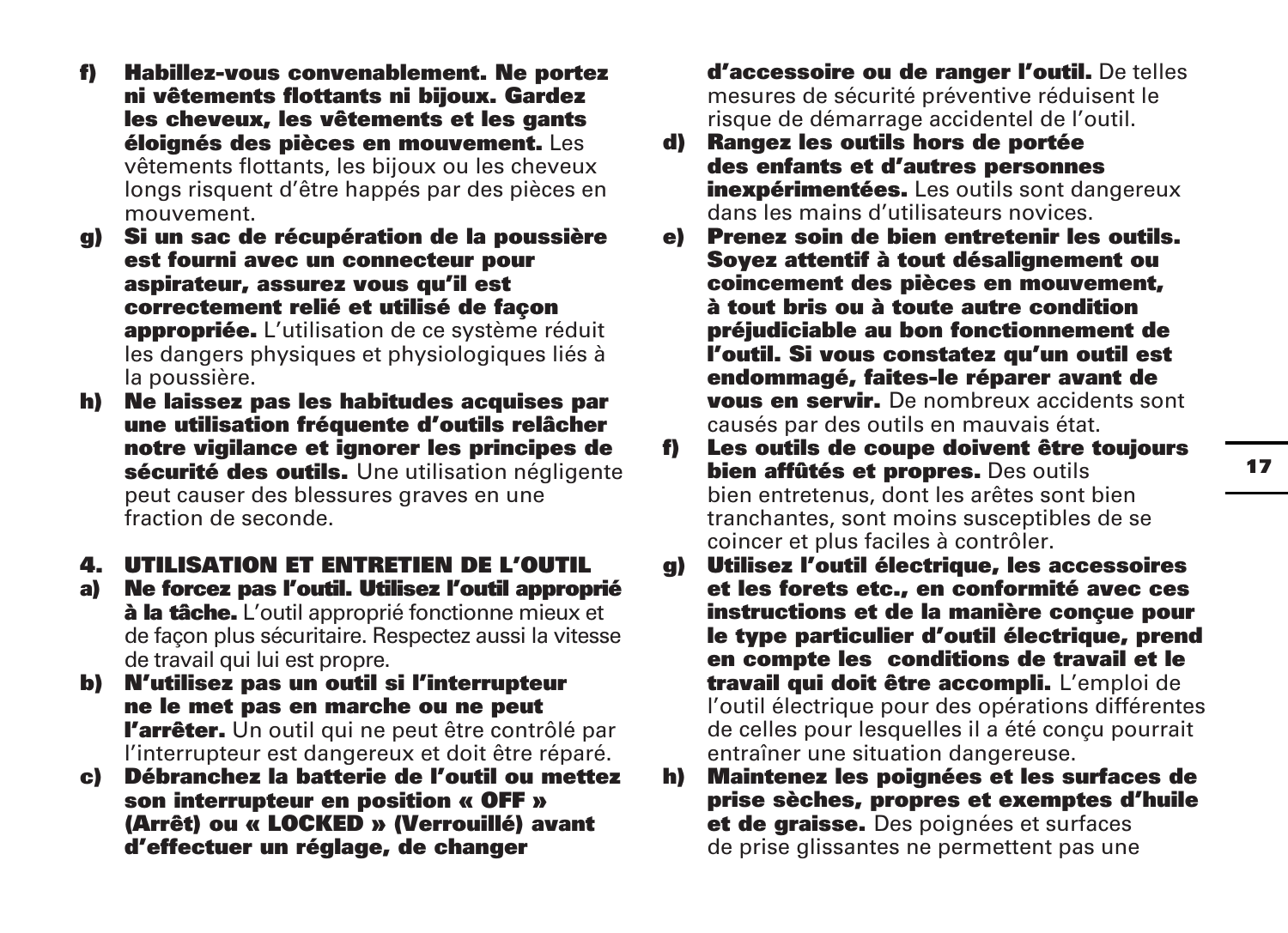**f) Habillez-vous convenablement. Ne portez ni vêtements flottants ni bijoux. Gardez les cheveux, les vêtements et les gants éloignés des pièces en mouvement.** Les vêtements flottants, les bijoux ou les cheveux longs risquent d'être happés par des pièces en mouvement.

**g) Si un sac de récupération de la poussière est fourni avec un connecteur pour aspirateur, assurez vous qu'il est correctement relié et utilisé de façon appropriée.** L'utilisation de ce système réduit les dangers physiques et physiologiques liés à la poussière.

**h) Ne laissez pas les habitudes acquises par une utilisation fréquente d'outils relâcher notre vigilance et ignorer les principes de sécurité des outils.** Une utilisation négligente peut causer des blessures graves en une fraction de seconde.

## 4. UTILISATION ET ENTRETIEN DE L'OUTIL

**a) Ne forcez pas l'outil. Utilisez l'outil approprié à la tâche.** L'outil approprié fonctionne mieux et de façon plus sécuritaire. Respectez aussi la vitesse de travail qui lui est propre.

**b) N'utilisez pas un outil si l'interrupteur ne le met pas en marche ou ne peut l'arrêter.** Un outil qui ne peut être contrôlé par l'interrupteur est dangereux et doit être réparé.

**c) Débranchez la batterie de l'outil ou mettez son interrupteur en position « OFF » (Arrêt) ou « LOCKED » (Verrouillé) avant d'effectuer un réglage, de changer d'accessoire ou de ranger l'outil.** De telles mesures de sécurité préventive réduisent le risque de démarrage accidentel de l'outil.

**d) Rangez les outils hors de portée des enfants et d'autres personnes inexpérimentées.** Les outils sont dangereux dans les mains d'utilisateurs novices.

**e) Prenez soin de bien entretenir les outils. Soyez attentif à tout désalignement ou coincement des pièces en mouvement, à tout bris ou à toute autre condition préjudiciable au bon fonctionnement de l'outil. Si vous constatez qu'un outil est endommagé, faites-le réparer avant de vous en servir.** De nombreux accidents sont causés par des outils en mauvais état.

**f) Les outils de coupe doivent être toujours bien affûtés et propres.** Des outils bien entretenus, dont les arêtes sont bien tranchantes, sont moins susceptibles de se coincer et plus faciles à contrôler.

**g) Utilisez l'outil électrique, les accessoires et les forets etc., en conformité avec ces instructions et de la manière conçue pour le type particulier d'outil électrique, prend en compte les conditions de travail et le travail qui doit être accompli.** L'emploi de l'outil électrique pour des opérations différentes de celles pour lesquelles il a été conçu pourrait entraîner une situation dangereuse.

**h) Maintenez les poignées et les surfaces de prise sèches, propres et exemptes d'huile et de graisse.** Des poignées et surfaces de prise glissantes ne permettent pas une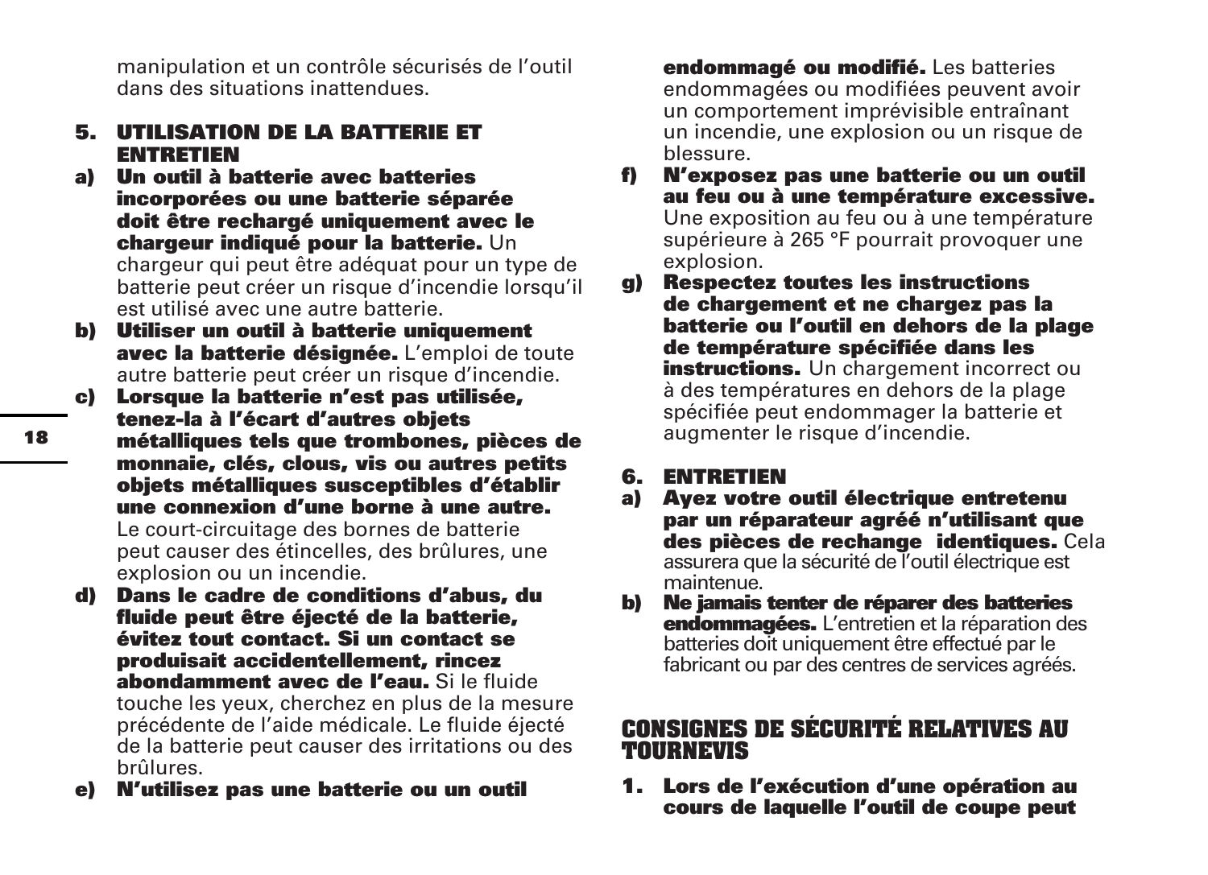manipulation et un contrôle sécurisés de l'outil dans des situations inattendues.

**5. UTILISATION DE LA BATTERIE ET ENTRETIEN**

**a) Un outil à batterie avec batteries incorporées ou une batterie séparée doit être rechargé uniquement avec le chargeur indiqué pour la batterie.** Un chargeur qui peut être adéquat pour un type de batterie peut créer un risque d'incendie lorsqu'il est utilisé avec une autre batterie.

**b) Utiliser un outil à batterie uniquement avec la batterie désignée.** L'emploi de toute autre batterie peut créer un risque d'incendie.

**c) Lorsque la batterie n'est pas utilisée, tenez-la à l'écart d'autres objets métalliques tels que trombones, pièces de monnaie, clés, clous, vis ou autres petits objets métalliques susceptibles d'établir une connexion d'une borne à une autre.** Le court-circuitage des bornes de batterie peut causer des étincelles, des brûlures, une explosion ou un incendie.

**d) Dans le cadre de conditions d'abus, du fluide peut être éjecté de la batterie, évitez tout contact. Si un contact se produisait accidentellement, rincez abondamment avec de l'eau.** Si le fluide touche les yeux, cherchez en plus de la mesure précédente de l'aide médicale. Le fluide éjecté de la batterie peut causer des irritations ou des brûlures.

**e) N'utilisez pas une batterie ou un outil endommagé ou modifié.** Les batteries endommagées ou modifiées peuvent avoir un comportement imprévisible entraînant un incendie, une explosion ou un risque de blessure.

**f) N'exposez pas une batterie ou un outil au feu ou à une température excessive.** Une exposition au feu ou à une température supérieure à 265 °F pourrait provoquer une explosion.

**g) Respectez toutes les instructions de chargement et ne chargez pas la batterie ou l'outil en dehors de la plage de température spécifiée dans les instructions.** Un chargement incorrect ou à des températures en dehors de la plage spécifiée peut endommager la batterie et augmenter le risque d'incendie.

**6. ENTRETIEN**

**a) Ayez votre outil électrique entretenu par un réparateur agréé n'utilisant que des pièces de rechange identiques.** Cela assurera que la sécurité de l'outil électrique est maintenue.

**b) Ne jamais tenter de réparer des batteries endommagées.** L'entretien et la réparation des batteries doit uniquement être effectué par le fabricant ou par des centres de services agréés.

## CONSIGNES DE SÉCURITÉ RELATIVES AU TOURNEVIS

**1. Lors de l'exécution d'une opération au cours de laquelle l'outil de coupe peut**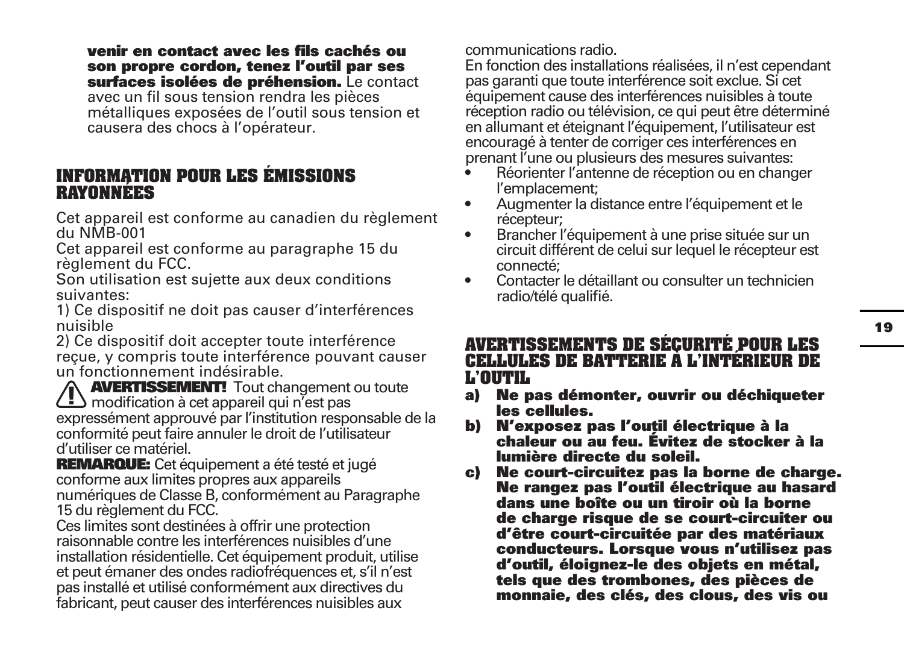**venir en contact avec les fils cachés ou son propre cordon, tenez l'outil par ses surfaces isolées de préhension.** Le contact avec un fil sous tension rendra les pièces métalliques exposées de l'outil sous tension et causera des chocs à l'opérateur.

## INFORMATION POUR LES ÉMISSIONS RAYONNÉES

Cet appareil est conforme au canadien du règlement du NMB-001
Cet appareil est conforme au paragraphe 15 du règlement du FCC.
Son utilisation est sujette aux deux conditions suivantes:
1) Ce dispositif ne doit pas causer d'interférences nuisible
2) Ce dispositif doit accepter toute interférence reçue, y compris toute interférence pouvant causer un fonctionnement indésirable.

⚠ **AVERTISSEMENT!** Tout changement ou toute modification à cet appareil qui n'est pas expressément approuvé par l'institution responsable de la conformité peut faire annuler le droit de l'utilisateur d'utiliser ce matériel.

**REMARQUE:** Cet équipement a été testé et jugé conforme aux limites propres aux appareils numériques de Classe B, conformément au Paragraphe 15 du règlement du FCC.
Ces limites sont destinées à offrir une protection raisonnable contre les interférences nuisibles d'une installation résidentielle. Cet équipement produit, utilise et peut émaner des ondes radiofréquences et, s'il n'est pas installé et utilisé conformément aux directives du fabricant, peut causer des interférences nuisibles aux communications radio.
En fonction des installations réalisées, il n'est cependant pas garanti que toute interférence soit exclue. Si cet équipement cause des interférences nuisibles à toute réception radio ou télévision, ce qui peut être déterminé en allumant et éteignant l'équipement, l'utilisateur est encouragé à tenter de corriger ces interférences en prenant l'une ou plusieurs des mesures suivantes:

- Réorienter l'antenne de réception ou en changer l'emplacement;
- Augmenter la distance entre l'équipement et le récepteur;
- Brancher l'équipement à une prise située sur un circuit différent de celui sur lequel le récepteur est connecté;
- Contacter le détaillant ou consulter un technicien radio/télé qualifié.

## AVERTISSEMENTS DE SÉCURITÉ POUR LES CELLULES DE BATTERIE À L'INTÉRIEUR DE L'OUTIL

**a) Ne pas démonter, ouvrir ou déchiqueter les cellules.**

**b) N'exposez pas l'outil électrique à la chaleur ou au feu. Évitez de stocker à la lumière directe du soleil.**

**c) Ne court-circuitez pas la borne de charge. Ne rangez pas l'outil électrique au hasard dans une boîte ou un tiroir où la borne de charge risque de se court-circuiter ou d'être court-circuitée par des matériaux conducteurs. Lorsque vous n'utilisez pas d'outil, éloignez-le des objets en métal, tels que des trombones, des pièces de monnaie, des clés, des clous, des vis ou**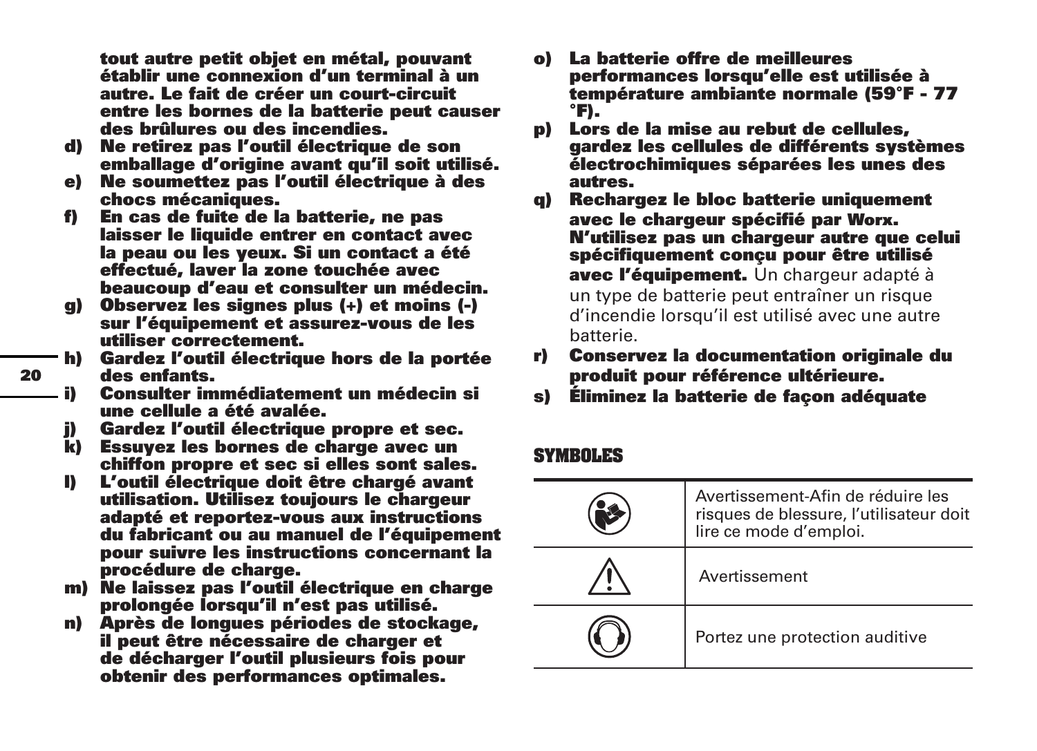**tout autre petit objet en métal, pouvant établir une connexion d'un terminal à un autre. Le fait de créer un court-circuit entre les bornes de la batterie peut causer des brûlures ou des incendies.**

d) **Ne retirez pas l'outil électrique de son emballage d'origine avant qu'il soit utilisé.**
e) **Ne soumettez pas l'outil électrique à des chocs mécaniques.**
f) **En cas de fuite de la batterie, ne pas laisser le liquide entrer en contact avec la peau ou les yeux. Si un contact a été effectué, laver la zone touchée avec beaucoup d'eau et consulter un médecin.**
g) **Observez les signes plus (+) et moins (-) sur l'équipement et assurez-vous de les utiliser correctement.**
h) **Gardez l'outil électrique hors de la portée des enfants.**
i) **Consulter immédiatement un médecin si une cellule a été avalée.**
j) **Gardez l'outil électrique propre et sec.**
k) **Essuyez les bornes de charge avec un chiffon propre et sec si elles sont sales.**
l) **L'outil électrique doit être chargé avant utilisation. Utilisez toujours le chargeur adapté et reportez-vous aux instructions du fabricant ou au manuel de l'équipement pour suivre les instructions concernant la procédure de charge.**
m) **Ne laissez pas l'outil électrique en charge prolongée lorsqu'il n'est pas utilisé.**
n) **Après de longues périodes de stockage, il peut être nécessaire de charger et de décharger l'outil plusieurs fois pour obtenir des performances optimales.**
o) **La batterie offre de meilleures performances lorsqu'elle est utilisée à température ambiante normale (59°F - 77 °F).**
p) **Lors de la mise au rebut de cellules, gardez les cellules de différents systèmes électrochimiques séparées les unes des autres.**
q) **Rechargez le bloc batterie uniquement avec le chargeur spécifié par Worx. N'utilisez pas un chargeur autre que celui spécifiquement conçu pour être utilisé avec l'équipement.** Un chargeur adapté à un type de batterie peut entraîner un risque d'incendie lorsqu'il est utilisé avec une autre batterie.
r) **Conservez la documentation originale du produit pour référence ultérieure.**
s) **Éliminez la batterie de façon adéquate**

## SYMBOLES

| | |
|---|---|
| | Avertissement-Afin de réduire les risques de blessure, l'utilisateur doit lire ce mode d'emploi. |
| | Avertissement |
| | Portez une protection auditive |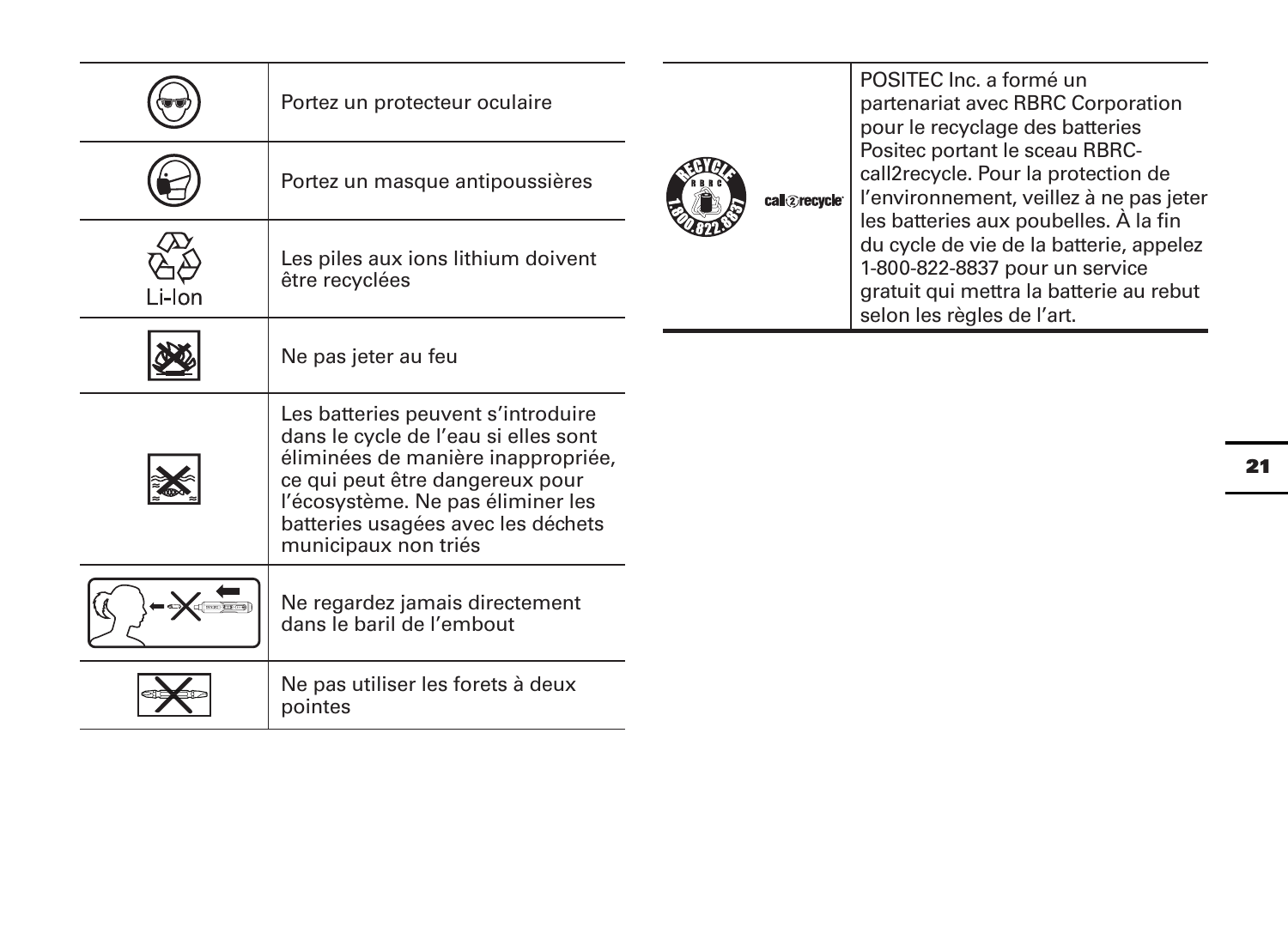| | |
|---|---|
| | Portez un protecteur oculaire |
| | Portez un masque antipoussières |
| Li-Ion | Les piles aux ions lithium doivent être recyclées |
| | Ne pas jeter au feu |
| | Les batteries peuvent s'introduire dans le cycle de l'eau si elles sont éliminées de manière inappropriée, ce qui peut être dangereux pour l'écosystème. Ne pas éliminer les batteries usagées avec les déchets municipaux non triés |
| | Ne regardez jamais directement dans le baril de l'embout |
| | Ne pas utiliser les forets à deux pointes |

| | |
|---|---|
| RECYCLE RBRC 1.800.822.8837 call2recycle | POSITEC Inc. a formé un partenariat avec RBRC Corporation pour le recyclage des batteries Positec portant le sceau RBRC-call2recycle. Pour la protection de l'environnement, veillez à ne pas jeter les batteries aux poubelles. À la fin du cycle de vie de la batterie, appelez 1-800-822-8837 pour un service gratuit qui mettra la batterie au rebut selon les règles de l'art. |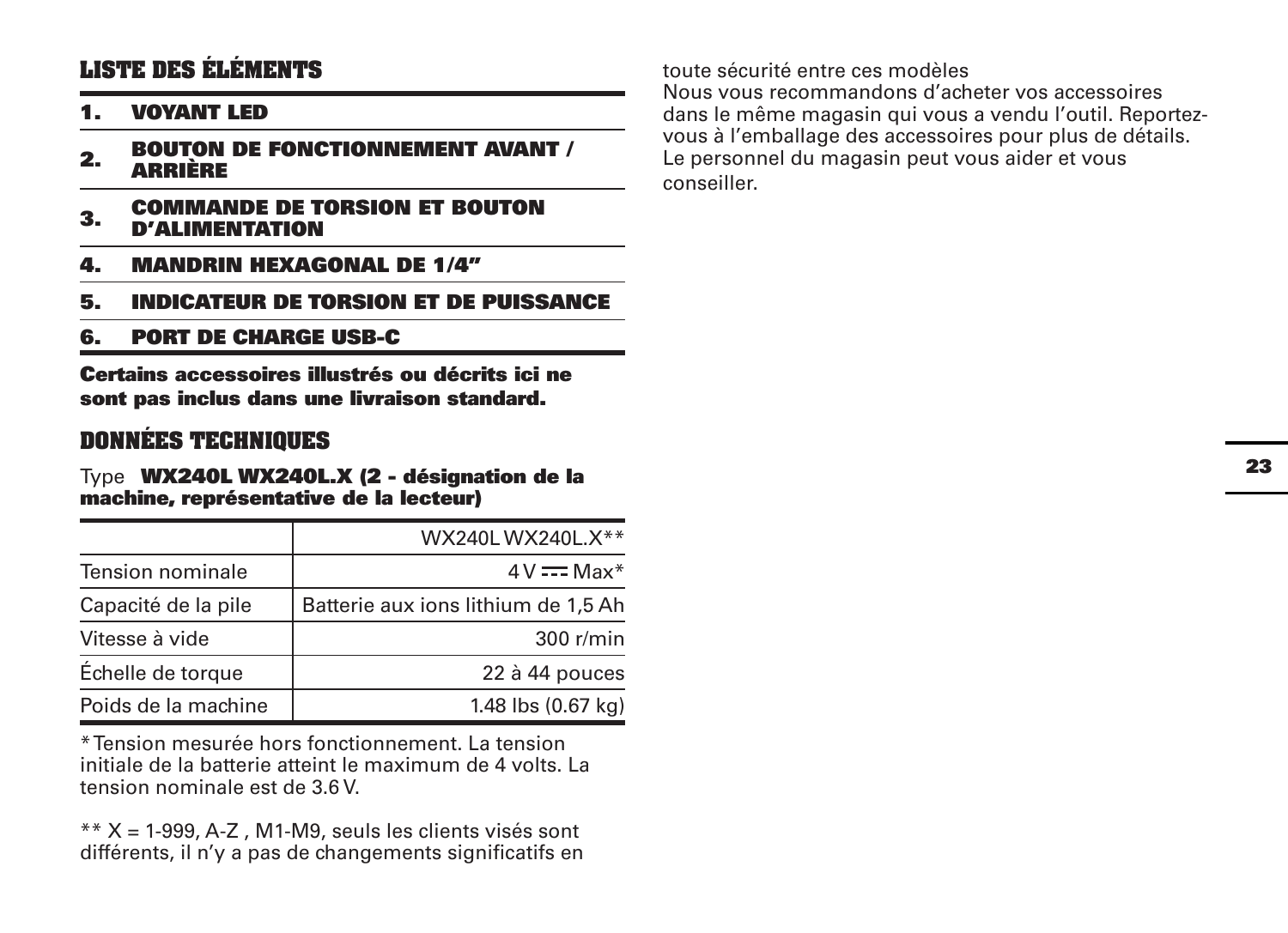## LISTE DES ÉLÉMENTS

1. **VOYANT LED**
2. **BOUTON DE FONCTIONNEMENT AVANT / ARRIÈRE**
3. **COMMANDE DE TORSION ET BOUTON D'ALIMENTATION**
4. **MANDRIN HEXAGONAL DE 1/4"**
5. **INDICATEUR DE TORSION ET DE PUISSANCE**
6. **PORT DE CHARGE USB-C**

**Certains accessoires illustrés ou décrits ici ne sont pas inclus dans une livraison standard.**

## DONNÉES TECHNIQUES

Type **WX240L WX240L.X (2 - désignation de la machine, représentative de la lecteur)**

| | WX240L WX240L.X** |
|---|---|
| Tension nominale | 4 V ⎓ Max* |
| Capacité de la pile | Batterie aux ions lithium de 1,5 Ah |
| Vitesse à vide | 300 r/min |
| Échelle de torque | 22 à 44 pouces |
| Poids de la machine | 1.48 lbs (0.67 kg) |

* Tension mesurée hors fonctionnement. La tension initiale de la batterie atteint le maximum de 4 volts. La tension nominale est de 3.6 V.

** X = 1-999, A-Z , M1-M9, seuls les clients visés sont différents, il n'y a pas de changements significatifs en toute sécurité entre ces modèles

Nous vous recommandons d'acheter vos accessoires dans le même magasin qui vous a vendu l'outil. Reportez-vous à l'emballage des accessoires pour plus de détails. Le personnel du magasin peut vous aider et vous conseiller.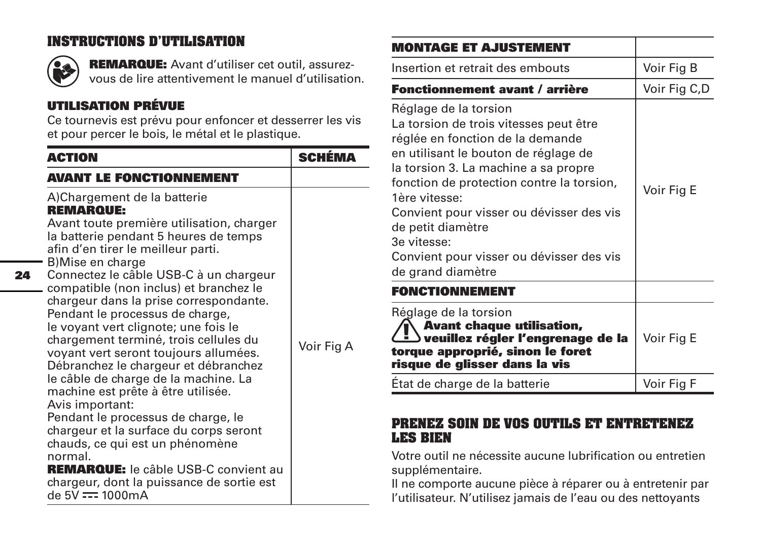## INSTRUCTIONS D'UTILISATION

**REMARQUE:** Avant d'utiliser cet outil, assurez-vous de lire attentivement le manuel d'utilisation.

### UTILISATION PRÉVUE

Ce tournevis est prévu pour enfoncer et desserrer les vis et pour percer le bois, le métal et le plastique.

| ACTION | SCHÉMA |
|---|---|
| **AVANT LE FONCTIONNEMENT** | |
| A)Chargement de la batterie<br>**REMARQUE:**<br>Avant toute première utilisation, charger la batterie pendant 5 heures de temps afin d'en tirer le meilleur parti.<br>B)Mise en charge<br>Connectez le câble USB-C à un chargeur compatible (non inclus) et branchez le chargeur dans la prise correspondante.<br>Pendant le processus de charge, le voyant vert clignote; une fois le chargement terminé, trois cellules du voyant vert seront toujours allumées.<br>Débranchez le chargeur et débranchez le câble de charge de la machine. La machine est prête à être utilisée.<br>Avis important:<br>Pendant le processus de charge, le chargeur et la surface du corps seront chauds, ce qui est un phénomène normal.<br>**REMARQUE:** le câble USB-C convient au chargeur, dont la puissance de sortie est de 5V ⎓ 1000mA | Voir Fig A |
| **MONTAGE ET AJUSTEMENT** | |
| Insertion et retrait des embouts | Voir Fig B |
| **Fonctionnement avant / arrière** | Voir Fig C,D |
| Réglage de la torsion<br>La torsion de trois vitesses peut être réglée en fonction de la demande en utilisant le bouton de réglage de la torsion 3. La machine a sa propre fonction de protection contre la torsion,<br>1ère vitesse:<br>Convient pour visser ou dévisser des vis de petit diamètre<br>3e vitesse:<br>Convient pour visser ou dévisser des vis de grand diamètre | Voir Fig E |
| **FONCTIONNEMENT** | |
| Réglage de la torsion<br>⚠ **Avant chaque utilisation, veuillez régler l'engrenage de la torque approprié, sinon le foret risque de glisser dans la vis** | Voir Fig E |
| État de charge de la batterie | Voir Fig F |

## PRENEZ SOIN DE VOS OUTILS ET ENTRETENEZ LES BIEN

Votre outil ne nécessite aucune lubrification ou entretien supplémentaire.

Il ne comporte aucune pièce à réparer ou à entretenir par l'utilisateur. N'utilisez jamais de l'eau ou des nettoyants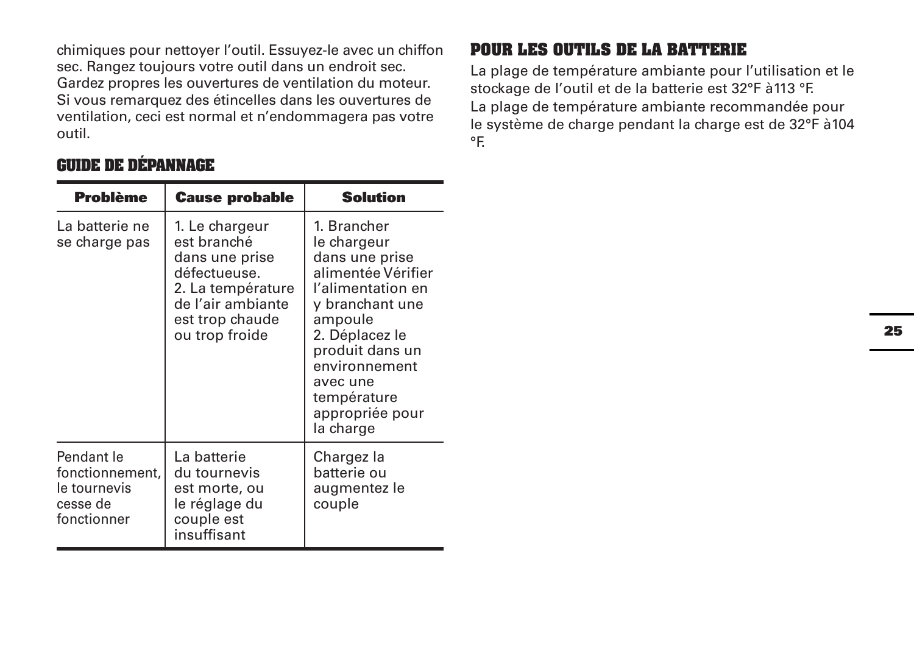chimiques pour nettoyer l'outil. Essuyez-le avec un chiffon sec. Rangez toujours votre outil dans un endroit sec. Gardez propres les ouvertures de ventilation du moteur. Si vous remarquez des étincelles dans les ouvertures de ventilation, ceci est normal et n'endommagera pas votre outil.

## GUIDE DE DÉPANNAGE

| Problème | Cause probable | Solution |
|---|---|---|
| La batterie ne se charge pas | 1. Le chargeur est branché dans une prise défectueuse.<br>2. La température de l'air ambiante est trop chaude ou trop froide | 1. Brancher le chargeur dans une prise alimentée Vérifier l'alimentation en y branchant une ampoule<br>2. Déplacez le produit dans un environnement avec une température appropriée pour la charge |
| Pendant le fonctionnement, le tournevis cesse de fonctionner | La batterie du tournevis est morte, ou le réglage du couple est insuffisant | Chargez la batterie ou augmentez le couple |

## POUR LES OUTILS DE LA BATTERIE

La plage de température ambiante pour l'utilisation et le stockage de l'outil et de la batterie est 32°F à113 °F.
La plage de température ambiante recommandée pour le système de charge pendant la charge est de 32°F à104 °F.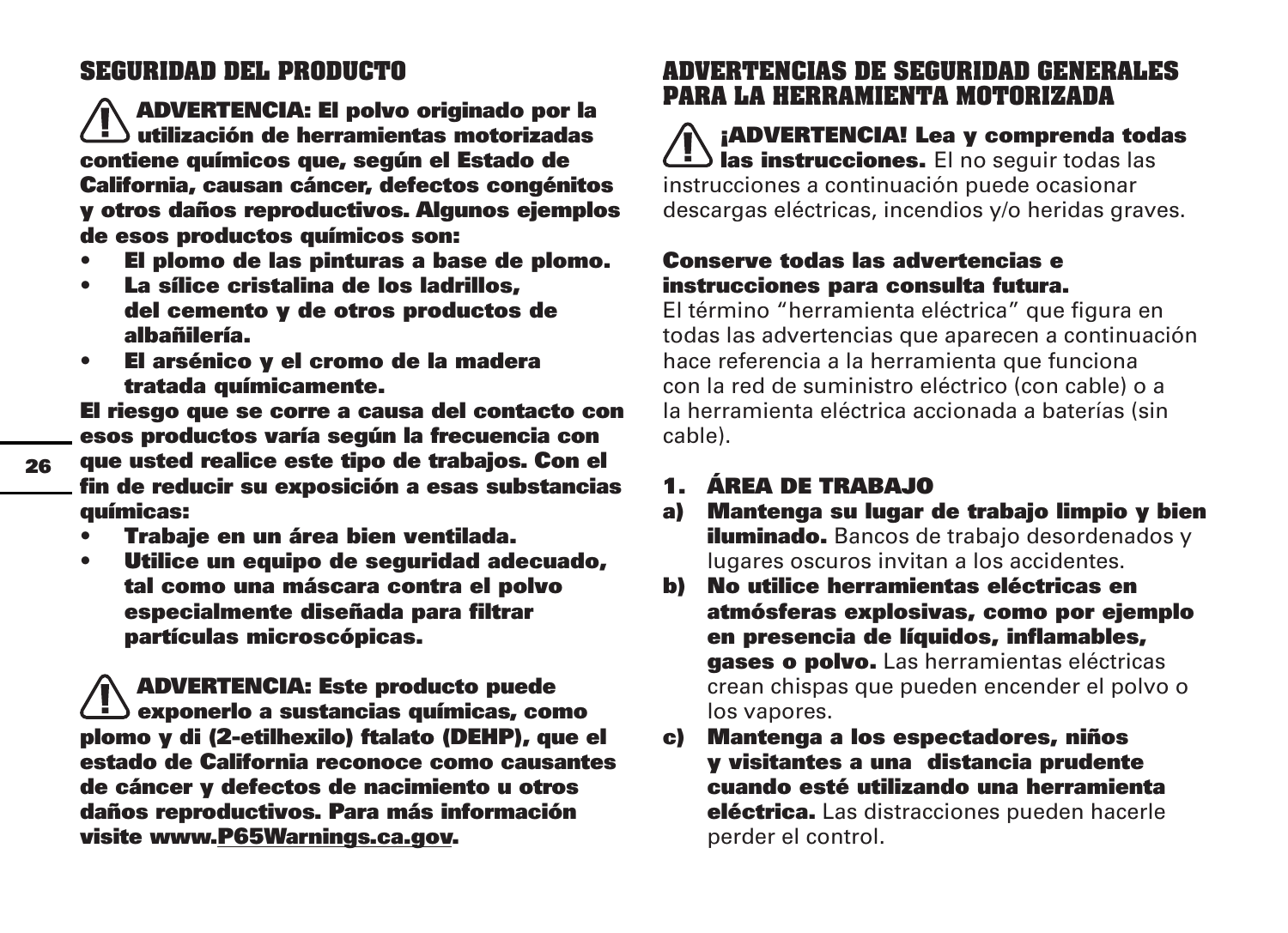## SEGURIDAD DEL PRODUCTO

**⚠ ADVERTENCIA: El polvo originado por la utilización de herramientas motorizadas contiene químicos que, según el Estado de California, causan cáncer, defectos congénitos y otros daños reproductivos. Algunos ejemplos de esos productos químicos son:**

- **El plomo de las pinturas a base de plomo.**
- **La sílice cristalina de los ladrillos, del cemento y de otros productos de albañilería.**
- **El arsénico y el cromo de la madera tratada químicamente.**

**El riesgo que se corre a causa del contacto con esos productos varía según la frecuencia con que usted realice este tipo de trabajos. Con el fin de reducir su exposición a esas substancias químicas:**

- **Trabaje en un área bien ventilada.**
- **Utilice un equipo de seguridad adecuado, tal como una máscara contra el polvo especialmente diseñada para filtrar partículas microscópicas.**

**⚠ ADVERTENCIA: Este producto puede exponerlo a sustancias químicas, como plomo y di (2-etilhexilo) ftalato (DEHP), que el estado de California reconoce como causantes de cáncer y defectos de nacimiento u otros daños reproductivos. Para más información visite www.P65Warnings.ca.gov.**

## ADVERTENCIAS DE SEGURIDAD GENERALES PARA LA HERRAMIENTA MOTORIZADA

**⚠ ¡ADVERTENCIA! Lea y comprenda todas las instrucciones.** El no seguir todas las instrucciones a continuación puede ocasionar descargas eléctricas, incendios y/o heridas graves.

**Conserve todas las advertencias e instrucciones para consulta futura.**
El término "herramienta eléctrica" que figura en todas las advertencias que aparecen a continuación hace referencia a la herramienta que funciona con la red de suministro eléctrico (con cable) o a la herramienta eléctrica accionada a baterías (sin cable).

### 1. ÁREA DE TRABAJO

**a) Mantenga su lugar de trabajo limpio y bien iluminado.** Bancos de trabajo desordenados y lugares oscuros invitan a los accidentes.

**b) No utilice herramientas eléctricas en atmósferas explosivas, como por ejemplo en presencia de líquidos, inflamables, gases o polvo.** Las herramientas eléctricas crean chispas que pueden encender el polvo o los vapores.

**c) Mantenga a los espectadores, niños y visitantes a una distancia prudente cuando esté utilizando una herramienta eléctrica.** Las distracciones pueden hacerle perder el control.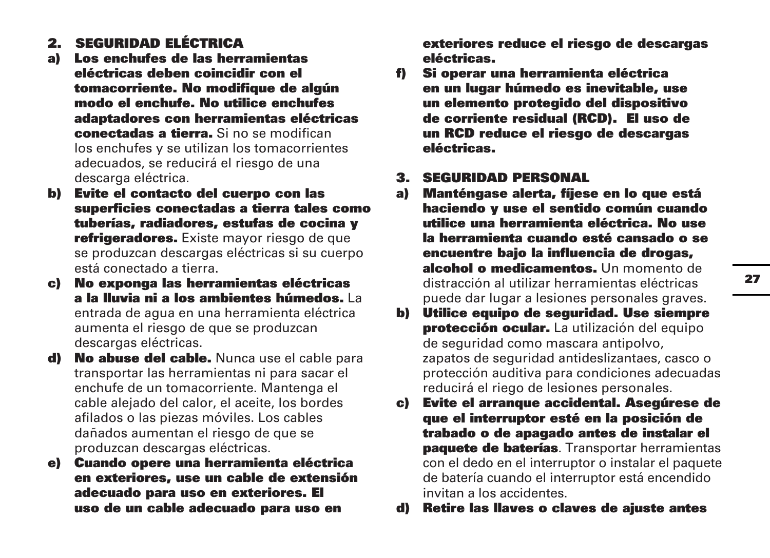## 2. SEGURIDAD ELÉCTRICA

**a) Los enchufes de las herramientas eléctricas deben coincidir con el tomacorriente. No modifique de algún modo el enchufe. No utilice enchufes adaptadores con herramientas eléctricas conectadas a tierra.** Si no se modifican los enchufes y se utilizan los tomacorrientes adecuados, se reducirá el riesgo de una descarga eléctrica.

**b) Evite el contacto del cuerpo con las superficies conectadas a tierra tales como tuberías, radiadores, estufas de cocina y refrigeradores.** Existe mayor riesgo de que se produzcan descargas eléctricas si su cuerpo está conectado a tierra.

**c) No exponga las herramientas eléctricas a la lluvia ni a los ambientes húmedos.** La entrada de agua en una herramienta eléctrica aumenta el riesgo de que se produzcan descargas eléctricas.

**d) No abuse del cable.** Nunca use el cable para transportar las herramientas ni para sacar el enchufe de un tomacorriente. Mantenga el cable alejado del calor, el aceite, los bordes afilados o las piezas móviles. Los cables dañados aumentan el riesgo de que se produzcan descargas eléctricas.

**e) Cuando opere una herramienta eléctrica en exteriores, use un cable de extensión adecuado para uso en exteriores. El uso de un cable adecuado para uso en exteriores reduce el riesgo de descargas eléctricas.**

**f) Si operar una herramienta eléctrica en un lugar húmedo es inevitable, use un elemento protegido del dispositivo de corriente residual (RCD). El uso de un RCD reduce el riesgo de descargas eléctricas.**

## 3. SEGURIDAD PERSONAL

**a) Manténgase alerta, fíjese en lo que está haciendo y use el sentido común cuando utilice una herramienta eléctrica. No use la herramienta cuando esté cansado o se encuentre bajo la influencia de drogas, alcohol o medicamentos.** Un momento de distracción al utilizar herramientas eléctricas puede dar lugar a lesiones personales graves.

**b) Utilice equipo de seguridad. Use siempre protección ocular.** La utilización del equipo de seguridad como mascara antipolvo, zapatos de seguridad antideslizantaes, casco o protección auditiva para condiciones adecuadas reducirá el riego de lesiones personales.

**c) Evite el arranque accidental. Asegúrese de que el interruptor esté en la posición de trabado o de apagado antes de instalar el paquete de baterías**. Transportar herramientas con el dedo en el interruptor o instalar el paquete de batería cuando el interruptor está encendido invitan a los accidentes.

**d) Retire las llaves o claves de ajuste antes**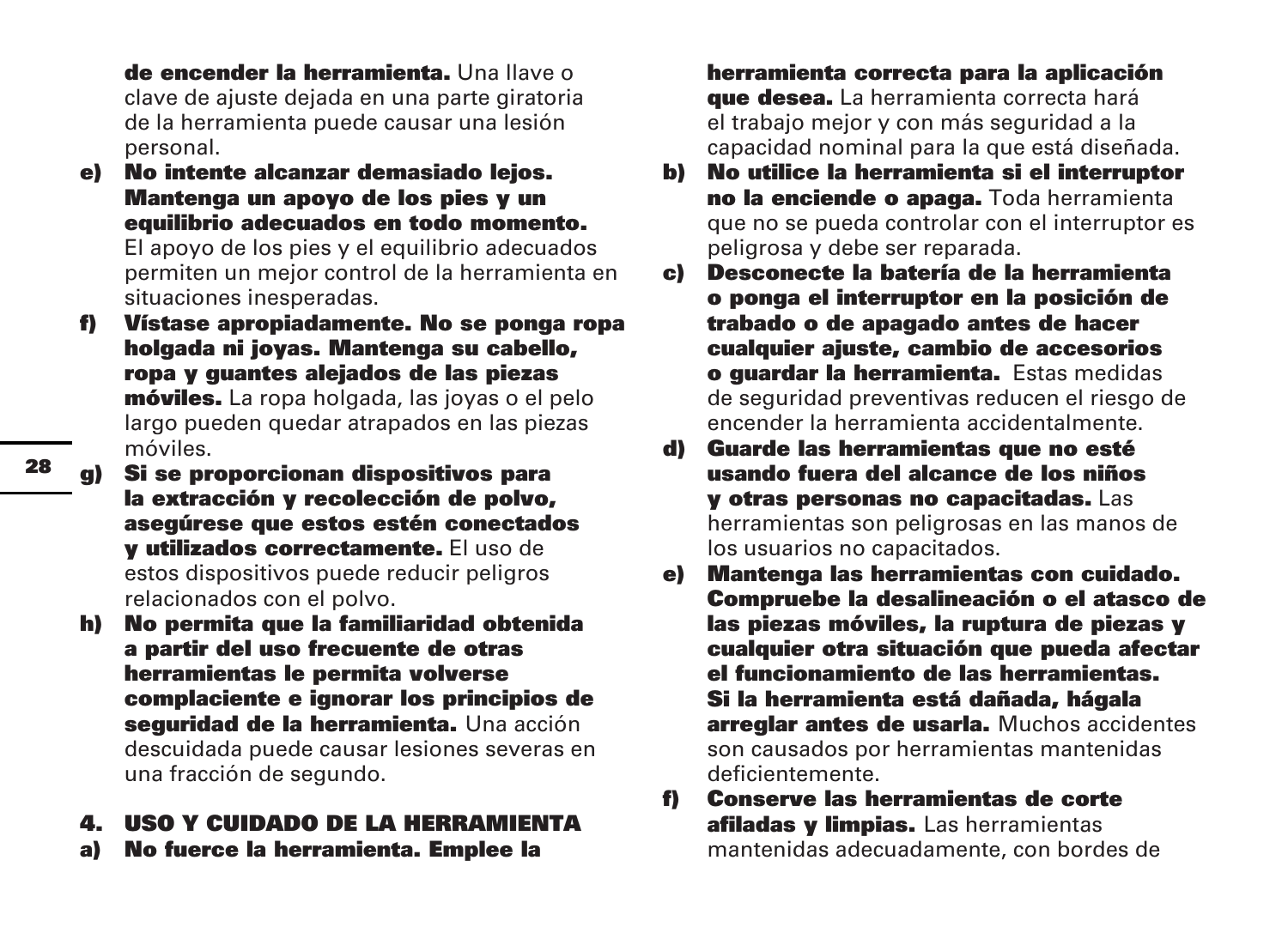**de encender la herramienta.** Una llave o clave de ajuste dejada en una parte giratoria de la herramienta puede causar una lesión personal.

**e) No intente alcanzar demasiado lejos. Mantenga un apoyo de los pies y un equilibrio adecuados en todo momento.** El apoyo de los pies y el equilibrio adecuados permiten un mejor control de la herramienta en situaciones inesperadas.

**f) Vístase apropiadamente. No se ponga ropa holgada ni joyas. Mantenga su cabello, ropa y guantes alejados de las piezas móviles.** La ropa holgada, las joyas o el pelo largo pueden quedar atrapados en las piezas móviles.

**g) Si se proporcionan dispositivos para la extracción y recolección de polvo, asegúrese que estos estén conectados y utilizados correctamente.** El uso de estos dispositivos puede reducir peligros relacionados con el polvo.

**h) No permita que la familiaridad obtenida a partir del uso frecuente de otras herramientas le permita volverse complaciente e ignorar los principios de seguridad de la herramienta.** Una acción descuidada puede causar lesiones severas en una fracción de segundo.

## 4. USO Y CUIDADO DE LA HERRAMIENTA

**a) No fuerce la herramienta. Emplee la herramienta correcta para la aplicación que desea.** La herramienta correcta hará el trabajo mejor y con más seguridad a la capacidad nominal para la que está diseñada.

**b) No utilice la herramienta si el interruptor no la enciende o apaga.** Toda herramienta que no se pueda controlar con el interruptor es peligrosa y debe ser reparada.

**c) Desconecte la batería de la herramienta o ponga el interruptor en la posición de trabado o de apagado antes de hacer cualquier ajuste, cambio de accesorios o guardar la herramienta.** Estas medidas de seguridad preventivas reducen el riesgo de encender la herramienta accidentalmente.

**d) Guarde las herramientas que no esté usando fuera del alcance de los niños y otras personas no capacitadas.** Las herramientas son peligrosas en las manos de los usuarios no capacitados.

**e) Mantenga las herramientas con cuidado. Compruebe la desalineación o el atasco de las piezas móviles, la ruptura de piezas y cualquier otra situación que pueda afectar el funcionamiento de las herramientas. Si la herramienta está dañada, hágala arreglar antes de usarla.** Muchos accidentes son causados por herramientas mantenidas deficientemente.

**f) Conserve las herramientas de corte afiladas y limpias.** Las herramientas mantenidas adecuadamente, con bordes de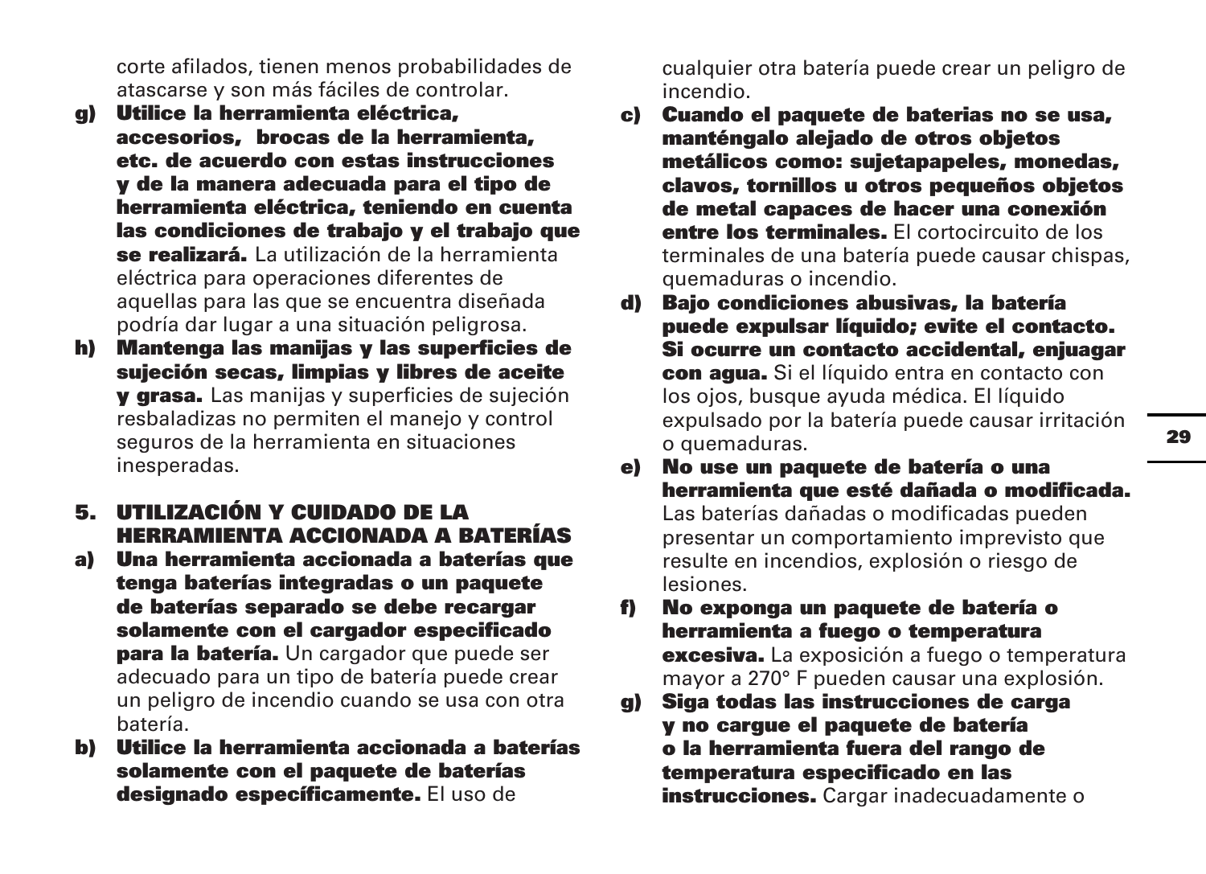corte afilados, tienen menos probabilidades de atascarse y son más fáciles de controlar.

**g) Utilice la herramienta eléctrica, accesorios, brocas de la herramienta, etc. de acuerdo con estas instrucciones y de la manera adecuada para el tipo de herramienta eléctrica, teniendo en cuenta las condiciones de trabajo y el trabajo que se realizará.** La utilización de la herramienta eléctrica para operaciones diferentes de aquellas para las que se encuentra diseñada podría dar lugar a una situación peligrosa.

**h) Mantenga las manijas y las superficies de sujeción secas, limpias y libres de aceite y grasa.** Las manijas y superficies de sujeción resbaladizas no permiten el manejo y control seguros de la herramienta en situaciones inesperadas.

## 5. UTILIZACIÓN Y CUIDADO DE LA HERRAMIENTA ACCIONADA A BATERÍAS

**a) Una herramienta accionada a baterías que tenga baterías integradas o un paquete de baterías separado se debe recargar solamente con el cargador especificado para la batería.** Un cargador que puede ser adecuado para un tipo de batería puede crear un peligro de incendio cuando se usa con otra batería.

**b) Utilice la herramienta accionada a baterías solamente con el paquete de baterías designado específicamente.** El uso de cualquier otra batería puede crear un peligro de incendio.

**c) Cuando el paquete de baterias no se usa, manténgalo alejado de otros objetos metálicos como: sujetapapeles, monedas, clavos, tornillos u otros pequeños objetos de metal capaces de hacer una conexión entre los terminales.** El cortocircuito de los terminales de una batería puede causar chispas, quemaduras o incendio.

**d) Bajo condiciones abusivas, la batería puede expulsar líquido; evite el contacto. Si ocurre un contacto accidental, enjuagar con agua.** Si el líquido entra en contacto con los ojos, busque ayuda médica. El líquido expulsado por la batería puede causar irritación o quemaduras.

**e) No use un paquete de batería o una herramienta que esté dañada o modificada.** Las baterías dañadas o modificadas pueden presentar un comportamiento imprevisto que resulte en incendios, explosión o riesgo de lesiones.

**f) No exponga un paquete de batería o herramienta a fuego o temperatura excesiva.** La exposición a fuego o temperatura mayor a 270° F pueden causar una explosión.

**g) Siga todas las instrucciones de carga y no cargue el paquete de batería o la herramienta fuera del rango de temperatura especificado en las instrucciones.** Cargar inadecuadamente o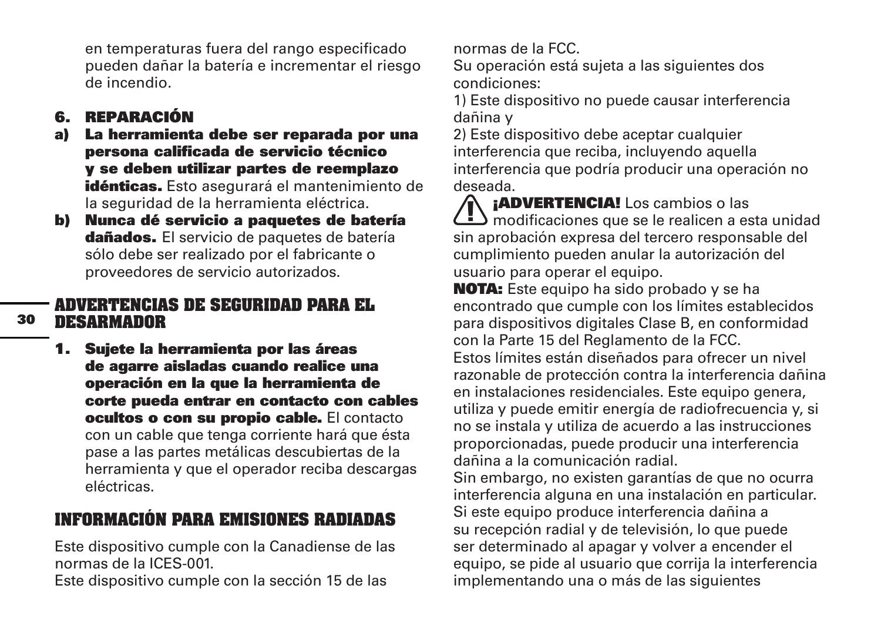en temperaturas fuera del rango especificado pueden dañar la batería e incrementar el riesgo de incendio.

### 6. REPARACIÓN

**a) La herramienta debe ser reparada por una persona calificada de servicio técnico y se deben utilizar partes de reemplazo idénticas.** Esto asegurará el mantenimiento de la seguridad de la herramienta eléctrica.

**b) Nunca dé servicio a paquetes de batería dañados.** El servicio de paquetes de batería sólo debe ser realizado por el fabricante o proveedores de servicio autorizados.

## ADVERTENCIAS DE SEGURIDAD PARA EL DESARMADOR

**1. Sujete la herramienta por las áreas de agarre aisladas cuando realice una operación en la que la herramienta de corte pueda entrar en contacto con cables ocultos o con su propio cable.** El contacto con un cable que tenga corriente hará que ésta pase a las partes metálicas descubiertas de la herramienta y que el operador reciba descargas eléctricas.

## INFORMACIÓN PARA EMISIONES RADIADAS

Este dispositivo cumple con la Canadiense de las normas de la ICES-001.
Este dispositivo cumple con la sección 15 de las normas de la FCC.
Su operación está sujeta a las siguientes dos condiciones:
1) Este dispositivo no puede causar interferencia dañina y
2) Este dispositivo debe aceptar cualquier interferencia que reciba, incluyendo aquella interferencia que podría producir una operación no deseada.

**¡ADVERTENCIA!** Los cambios o las modificaciones que se le realicen a esta unidad sin aprobación expresa del tercero responsable del cumplimiento pueden anular la autorización del usuario para operar el equipo.

**NOTA:** Este equipo ha sido probado y se ha encontrado que cumple con los límites establecidos para dispositivos digitales Clase B, en conformidad con la Parte 15 del Reglamento de la FCC.
Estos límites están diseñados para ofrecer un nivel razonable de protección contra la interferencia dañina en instalaciones residenciales. Este equipo genera, utiliza y puede emitir energía de radiofrecuencia y, si no se instala y utiliza de acuerdo a las instrucciones proporcionadas, puede producir una interferencia dañina a la comunicación radial.
Sin embargo, no existen garantías de que no ocurra interferencia alguna en una instalación en particular.
Si este equipo produce interferencia dañina a su recepción radial y de televisión, lo que puede ser determinado al apagar y volver a encender el equipo, se pide al usuario que corrija la interferencia implementando una o más de las siguientes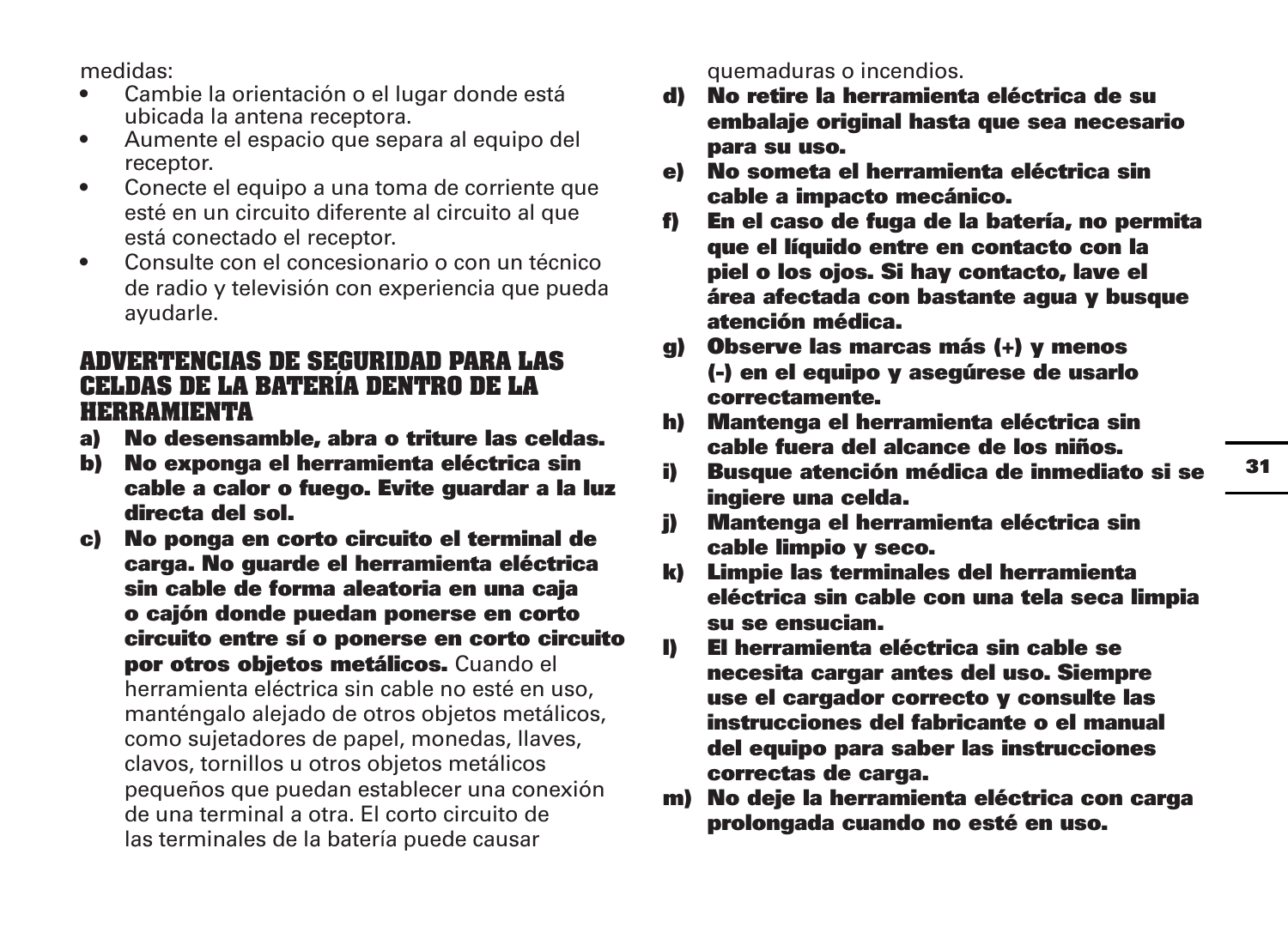medidas:

- Cambie la orientación o el lugar donde está ubicada la antena receptora.
- Aumente el espacio que separa al equipo del receptor.
- Conecte el equipo a una toma de corriente que esté en un circuito diferente al circuito al que está conectado el receptor.
- Consulte con el concesionario o con un técnico de radio y televisión con experiencia que pueda ayudarle.

## ADVERTENCIAS DE SEGURIDAD PARA LAS CELDAS DE LA BATERÍA DENTRO DE LA HERRAMIENTA

**a) No desensamble, abra o triture las celdas.**

**b) No exponga el herramienta eléctrica sin cable a calor o fuego. Evite guardar a la luz directa del sol.**

**c) No ponga en corto circuito el terminal de carga. No guarde el herramienta eléctrica sin cable de forma aleatoria en una caja o cajón donde puedan ponerse en corto circuito entre sí o ponerse en corto circuito por otros objetos metálicos.** Cuando el herramienta eléctrica sin cable no esté en uso, manténgalo alejado de otros objetos metálicos, como sujetadores de papel, monedas, llaves, clavos, tornillos u otros objetos metálicos pequeños que puedan establecer una conexión de una terminal a otra. El corto circuito de las terminales de la batería puede causar quemaduras o incendios.

**d) No retire la herramienta eléctrica de su embalaje original hasta que sea necesario para su uso.**

**e) No someta el herramienta eléctrica sin cable a impacto mecánico.**

**f) En el caso de fuga de la batería, no permita que el líquido entre en contacto con la piel o los ojos. Si hay contacto, lave el área afectada con bastante agua y busque atención médica.**

**g) Observe las marcas más (+) y menos (-) en el equipo y asegúrese de usarlo correctamente.**

**h) Mantenga el herramienta eléctrica sin cable fuera del alcance de los niños.**

**i) Busque atención médica de inmediato si se ingiere una celda.**

**j) Mantenga el herramienta eléctrica sin cable limpio y seco.**

**k) Limpie las terminales del herramienta eléctrica sin cable con una tela seca limpia su se ensucian.**

**l) El herramienta eléctrica sin cable se necesita cargar antes del uso. Siempre use el cargador correcto y consulte las instrucciones del fabricante o el manual del equipo para saber las instrucciones correctas de carga.**

**m) No deje la herramienta eléctrica con carga prolongada cuando no esté en uso.**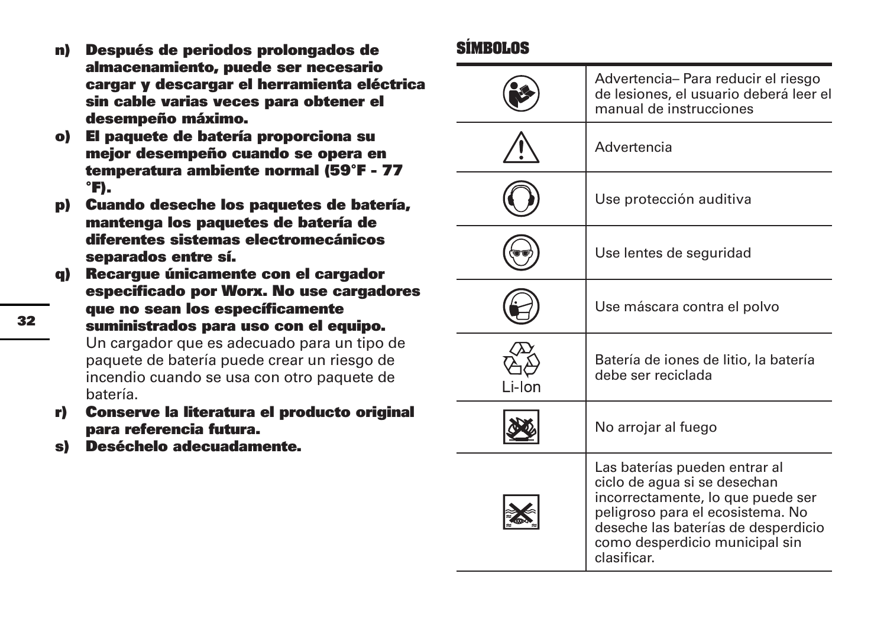**n) Después de periodos prolongados de almacenamiento, puede ser necesario cargar y descargar el herramienta eléctrica sin cable varias veces para obtener el desempeño máximo.**

**o) El paquete de batería proporciona su mejor desempeño cuando se opera en temperatura ambiente normal (59°F - 77 °F).**

**p) Cuando deseche los paquetes de batería, mantenga los paquetes de batería de diferentes sistemas electromecánicos separados entre sí.**

**q) Recargue únicamente con el cargador especificado por Worx. No use cargadores que no sean los específicamente suministrados para uso con el equipo.** Un cargador que es adecuado para un tipo de paquete de batería puede crear un riesgo de incendio cuando se usa con otro paquete de batería.

**r) Conserve la literatura el producto original para referencia futura.**

**s) Deséchelo adecuadamente.**

## SÍMBOLOS

| | |
|---|---|
| | Advertencia– Para reducir el riesgo de lesiones, el usuario deberá leer el manual de instrucciones |
| | Advertencia |
| | Use protección auditiva |
| | Use lentes de seguridad |
| | Use máscara contra el polvo |
| Li-Ion | Batería de iones de litio, la batería debe ser reciclada |
| | No arrojar al fuego |
| | Las baterías pueden entrar al ciclo de agua si se desechan incorrectamente, lo que puede ser peligroso para el ecosistema. No deseche las baterías de desperdicio como desperdicio municipal sin clasificar. |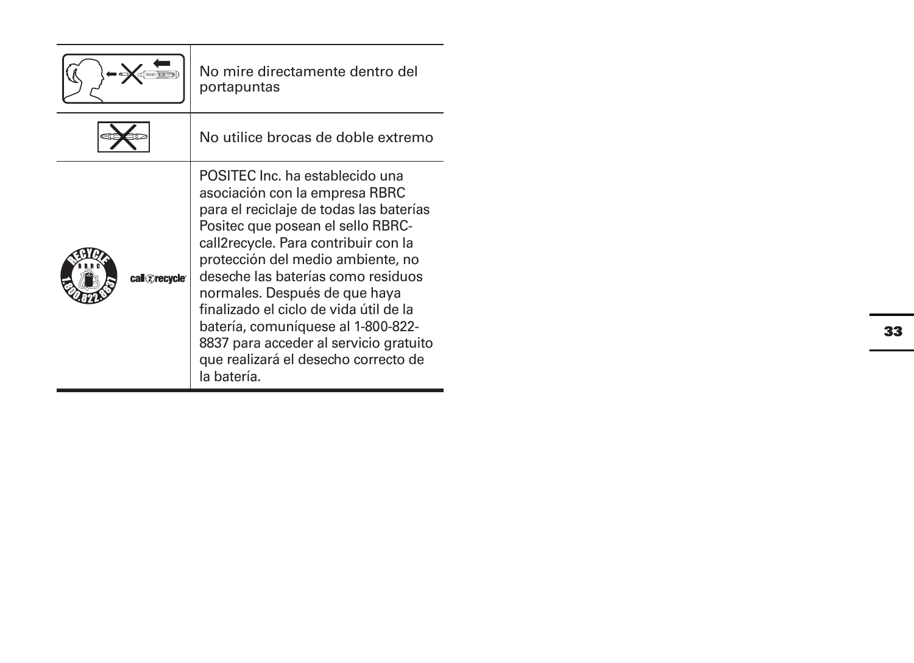| | |
|---|---|
| | No mire directamente dentro del portapuntas |
| | No utilice brocas de doble extremo |
| RECYCLE RBRC 1.800.822.8837 call2recycle | POSITEC Inc. ha establecido una asociación con la empresa RBRC para el reciclaje de todas las baterías Positec que posean el sello RBRC-call2recycle. Para contribuir con la protección del medio ambiente, no deseche las baterías como residuos normales. Después de que haya finalizado el ciclo de vida útil de la batería, comuníquese al 1-800-822-8837 para acceder al servicio gratuito que realizará el desecho correcto de la batería. |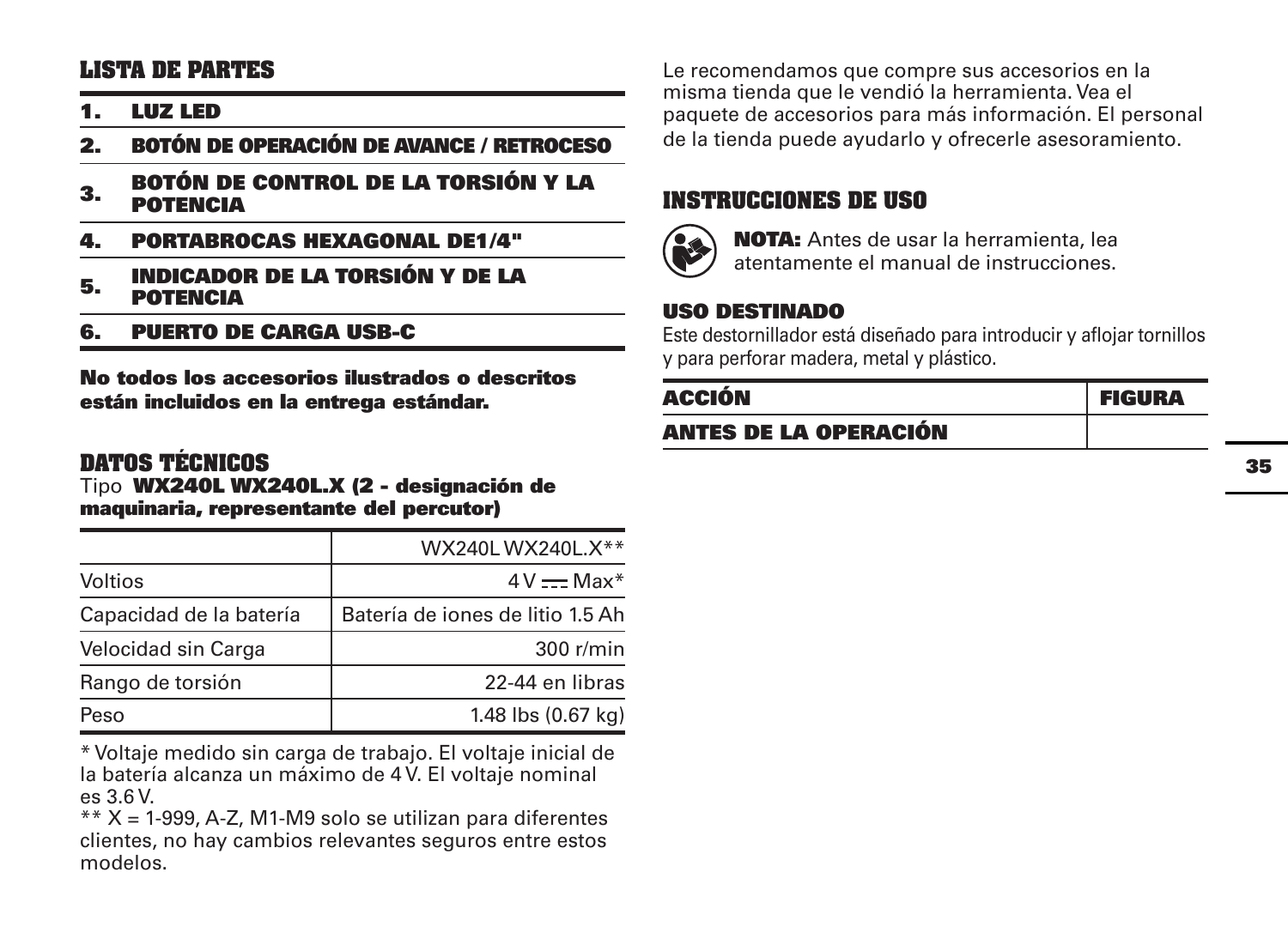## LISTA DE PARTES

| | |
|---|---|
| **1.** | **LUZ LED** |
| **2.** | **BOTÓN DE OPERACIÓN DE AVANCE / RETROCESO** |
| **3.** | **BOTÓN DE CONTROL DE LA TORSIÓN Y LA POTENCIA** |
| **4.** | **PORTABROCAS HEXAGONAL DE1/4"** |
| **5.** | **INDICADOR DE LA TORSIÓN Y DE LA POTENCIA** |
| **6.** | **PUERTO DE CARGA USB-C** |

**No todos los accesorios ilustrados o descritos están incluidos en la entrega estándar.**

## DATOS TÉCNICOS

Tipo **WX240L WX240L.X (2 - designación de maquinaria, representante del percutor)**

| | WX240L WX240L.X** |
|---|---|
| Voltios | 4 V ⎓ Max* |
| Capacidad de la batería | Batería de iones de litio 1.5 Ah |
| Velocidad sin Carga | 300 r/min |
| Rango de torsión | 22-44 en libras |
| Peso | 1.48 lbs (0.67 kg) |

* Voltaje medido sin carga de trabajo. El voltaje inicial de la batería alcanza un máximo de 4 V. El voltaje nominal es 3.6 V.

** X = 1-999, A-Z, M1-M9 solo se utilizan para diferentes clientes, no hay cambios relevantes seguros entre estos modelos.

Le recomendamos que compre sus accesorios en la misma tienda que le vendió la herramienta. Vea el paquete de accesorios para más información. El personal de la tienda puede ayudarlo y ofrecerle asesoramiento.

## INSTRUCCIONES DE USO

**NOTA:** Antes de usar la herramienta, lea atentamente el manual de instrucciones.

### USO DESTINADO

Este destornillador está diseñado para introducir y aflojar tornillos y para perforar madera, metal y plástico.

| ACCIÓN | FIGURA |
|---|---|
| **ANTES DE LA OPERACIÓN** | |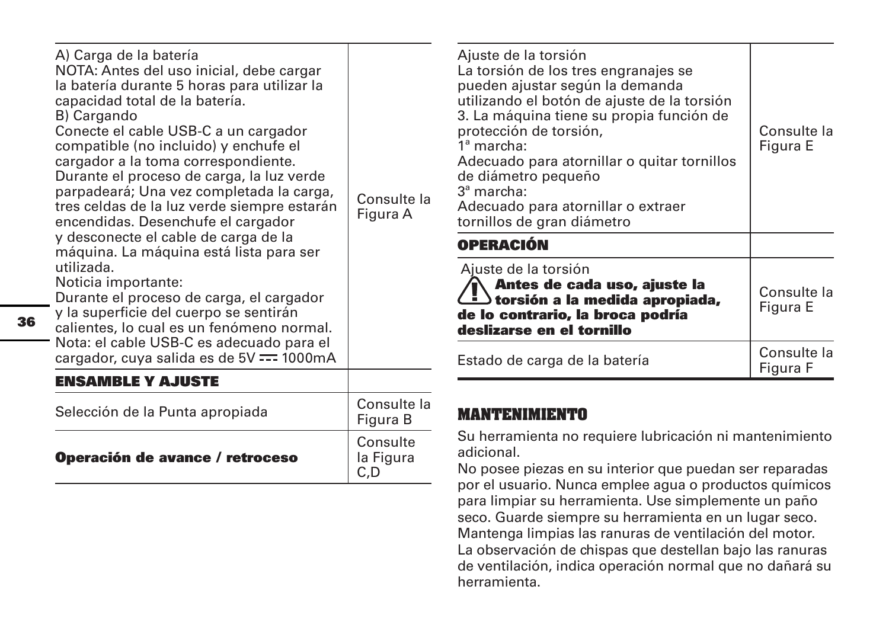| | |
|---|---|
| A) Carga de la batería<br>NOTA: Antes del uso inicial, debe cargar la batería durante 5 horas para utilizar la capacidad total de la batería.<br>B) Cargando<br>Conecte el cable USB-C a un cargador compatible (no incluido) y enchufe el cargador a la toma correspondiente. Durante el proceso de carga, la luz verde parpadeará; Una vez completada la carga, tres celdas de la luz verde siempre estarán encendidas. Desenchufe el cargador y desconecte el cable de carga de la máquina. La máquina está lista para ser utilizada.<br>Noticia importante:<br>Durante el proceso de carga, el cargador y la superficie del cuerpo se sentirán calientes, lo cual es un fenómeno normal.<br>Nota: el cable USB-C es adecuado para el cargador, cuya salida es de 5V ⎓ 1000mA | Consulte la Figura A |
| **ENSAMBLE Y AJUSTE** | |
| Selección de la Punta apropiada | Consulte la Figura B |
| **Operación de avance / retroceso** | Consulte la Figura C,D |
| Ajuste de la torsión<br>La torsión de los tres engranajes se pueden ajustar según la demanda utilizando el botón de ajuste de la torsión 3. La máquina tiene su propia función de protección de torsión,<br>1ª marcha:<br>Adecuado para atornillar o quitar tornillos de diámetro pequeño<br>3ª marcha:<br>Adecuado para atornillar o extraer tornillos de gran diámetro | Consulte la Figura E |
| **OPERACIÓN** | |
| Ajuste de la torsión<br>⚠ **Antes de cada uso, ajuste la torsión a la medida apropiada, de lo contrario, la broca podría deslizarse en el tornillo** | Consulte la Figura E |
| Estado de carga de la batería | Consulte la Figura F |

## MANTENIMIENTO

Su herramienta no requiere lubricación ni mantenimiento adicional.
No posee piezas en su interior que puedan ser reparadas por el usuario. Nunca emplee agua o productos químicos para limpiar su herramienta. Use simplemente un paño seco. Guarde siempre su herramienta en un lugar seco. Mantenga limpias las ranuras de ventilación del motor. La observación de chispas que destellan bajo las ranuras de ventilación, indica operación normal que no dañará su herramienta.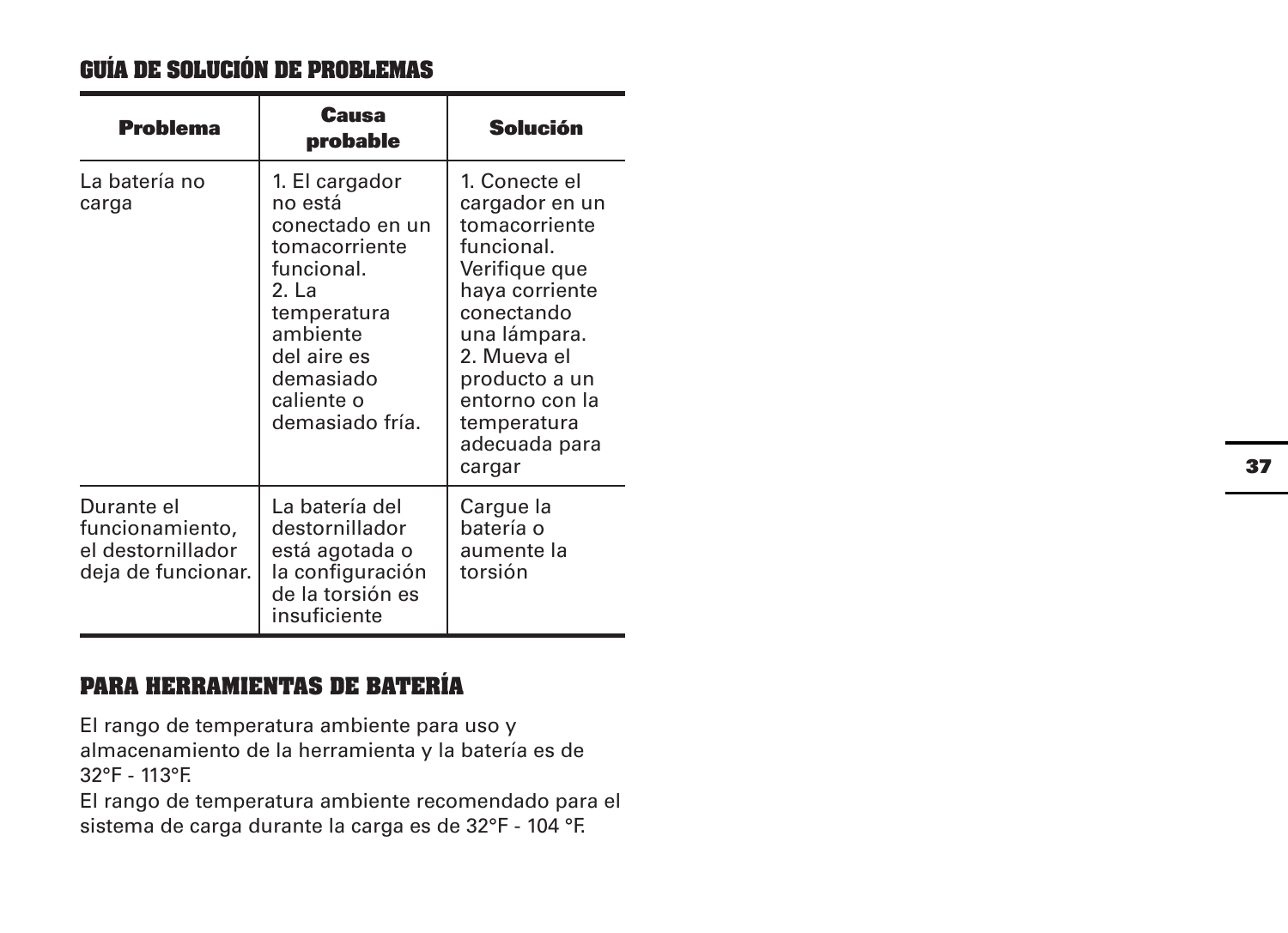## GUÍA DE SOLUCIÓN DE PROBLEMAS

| Problema | Causa probable | Solución |
|---|---|---|
| La batería no carga | 1. El cargador no está conectado en un tomacorriente funcional.<br>2. La temperatura ambiente del aire es demasiado caliente o demasiado fría. | 1. Conecte el cargador en un tomacorriente funcional. Verifique que haya corriente conectando una lámpara.<br>2. Mueva el producto a un entorno con la temperatura adecuada para cargar |
| Durante el funcionamiento, el destornillador deja de funcionar. | La batería del destornillador está agotada o la configuración de la torsión es insuficiente | Cargue la batería o aumente la torsión |

## PARA HERRAMIENTAS DE BATERÍA

El rango de temperatura ambiente para uso y almacenamiento de la herramienta y la batería es de 32°F - 113°F.
El rango de temperatura ambiente recomendado para el sistema de carga durante la carga es de 32°F - 104 °F.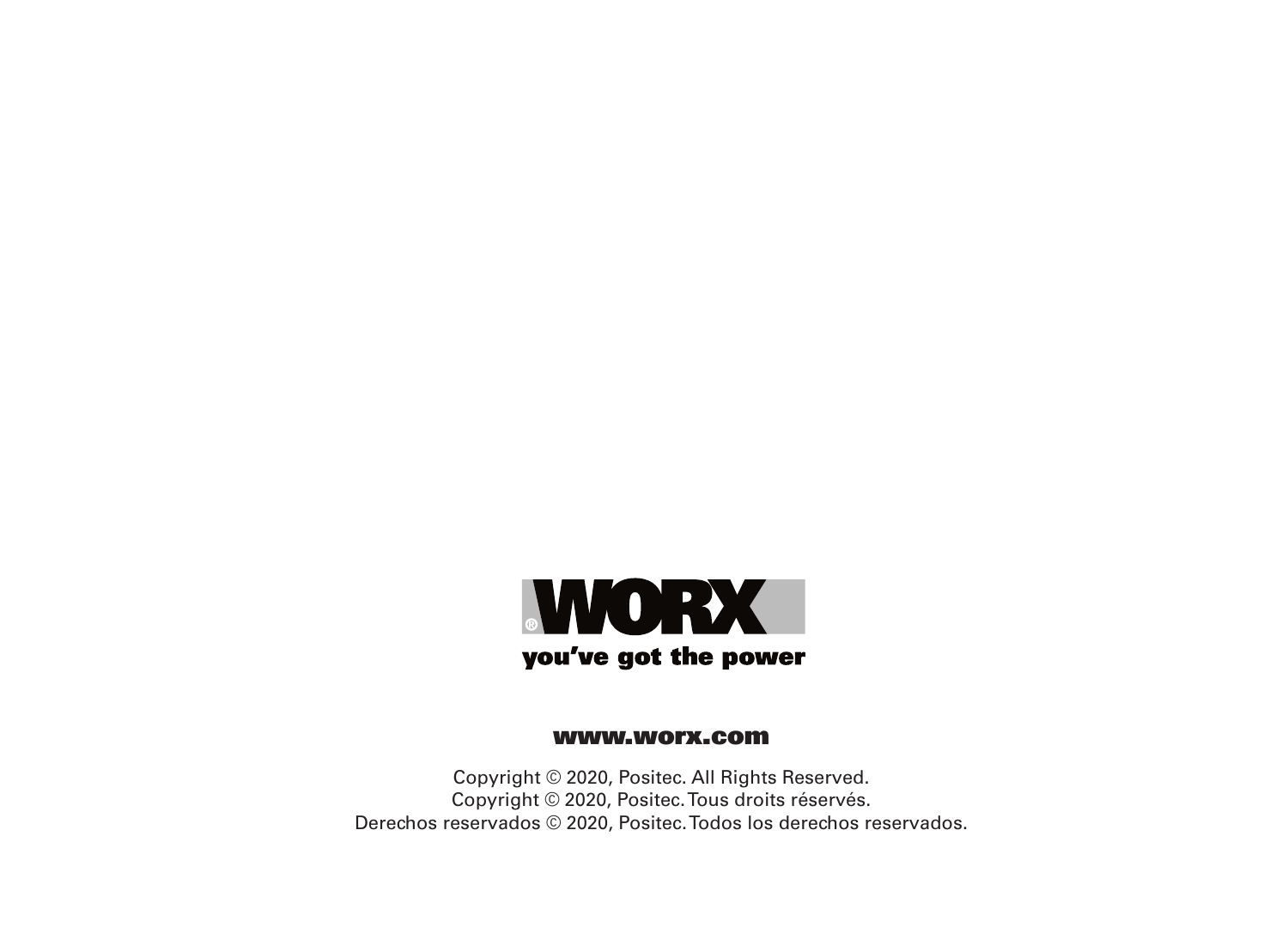WORX®

you've got the power

**www.worx.com**

Copyright © 2020, Positec. All Rights Reserved.
Copyright © 2020, Positec. Tous droits réservés.
Derechos reservados © 2020, Positec. Todos los derechos reservados.